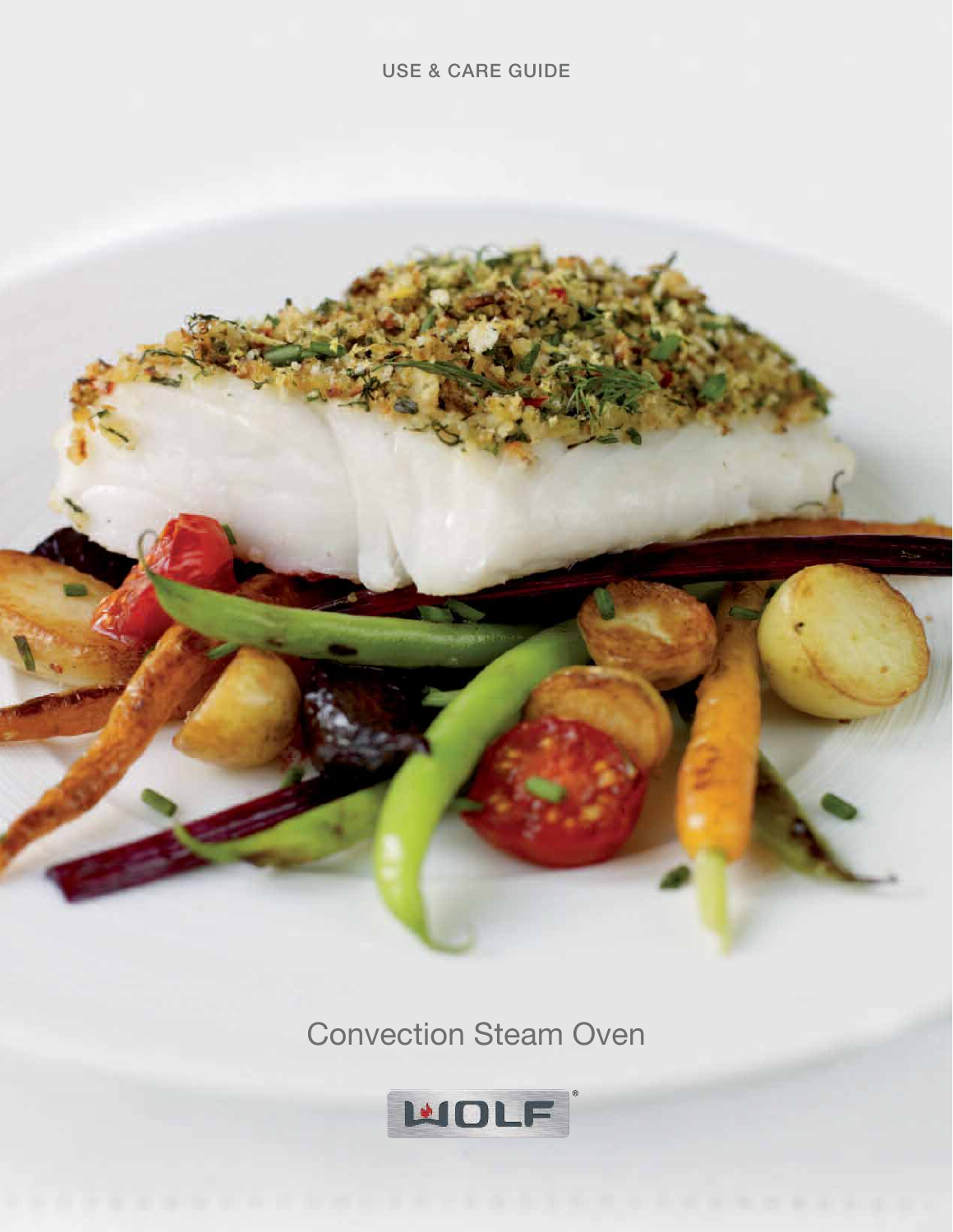USE & CARE GUIDE

# Convection Steam Oven

WOLF®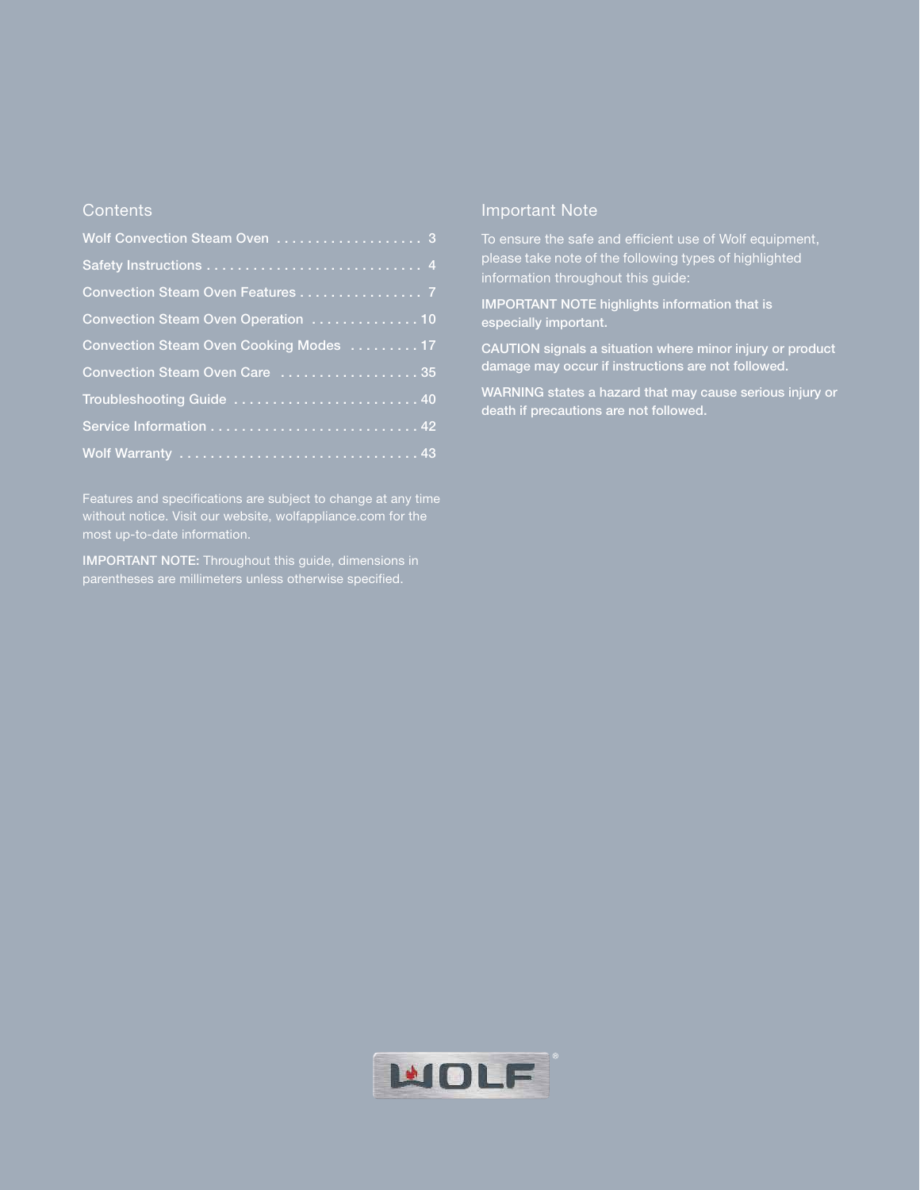## Contents

Wolf Convection Steam Oven . . . . . . . . . . . . . . . . . . . 3

Safety Instructions . . . . . . . . . . . . . . . . . . . . . . . . . . . 4

Convection Steam Oven Features . . . . . . . . . . . . . . . . 7

Convection Steam Oven Operation . . . . . . . . . . . . . . 10

Convection Steam Oven Cooking Modes . . . . . . . . . 17

Convection Steam Oven Care . . . . . . . . . . . . . . . . . . 35

Troubleshooting Guide . . . . . . . . . . . . . . . . . . . . . . . . 40

Service Information . . . . . . . . . . . . . . . . . . . . . . . . . . 42

Wolf Warranty . . . . . . . . . . . . . . . . . . . . . . . . . . . . . . 43

Features and specifications are subject to change at any time without notice. Visit our website, wolfappliance.com for the most up-to-date information.

**IMPORTANT NOTE:** Throughout this guide, dimensions in parentheses are millimeters unless otherwise specified.

## Important Note

To ensure the safe and efficient use of Wolf equipment, please take note of the following types of highlighted information throughout this guide:

**IMPORTANT NOTE highlights information that is especially important.**

**CAUTION signals a situation where minor injury or product damage may occur if instructions are not followed.**

**WARNING states a hazard that may cause serious injury or death if precautions are not followed.**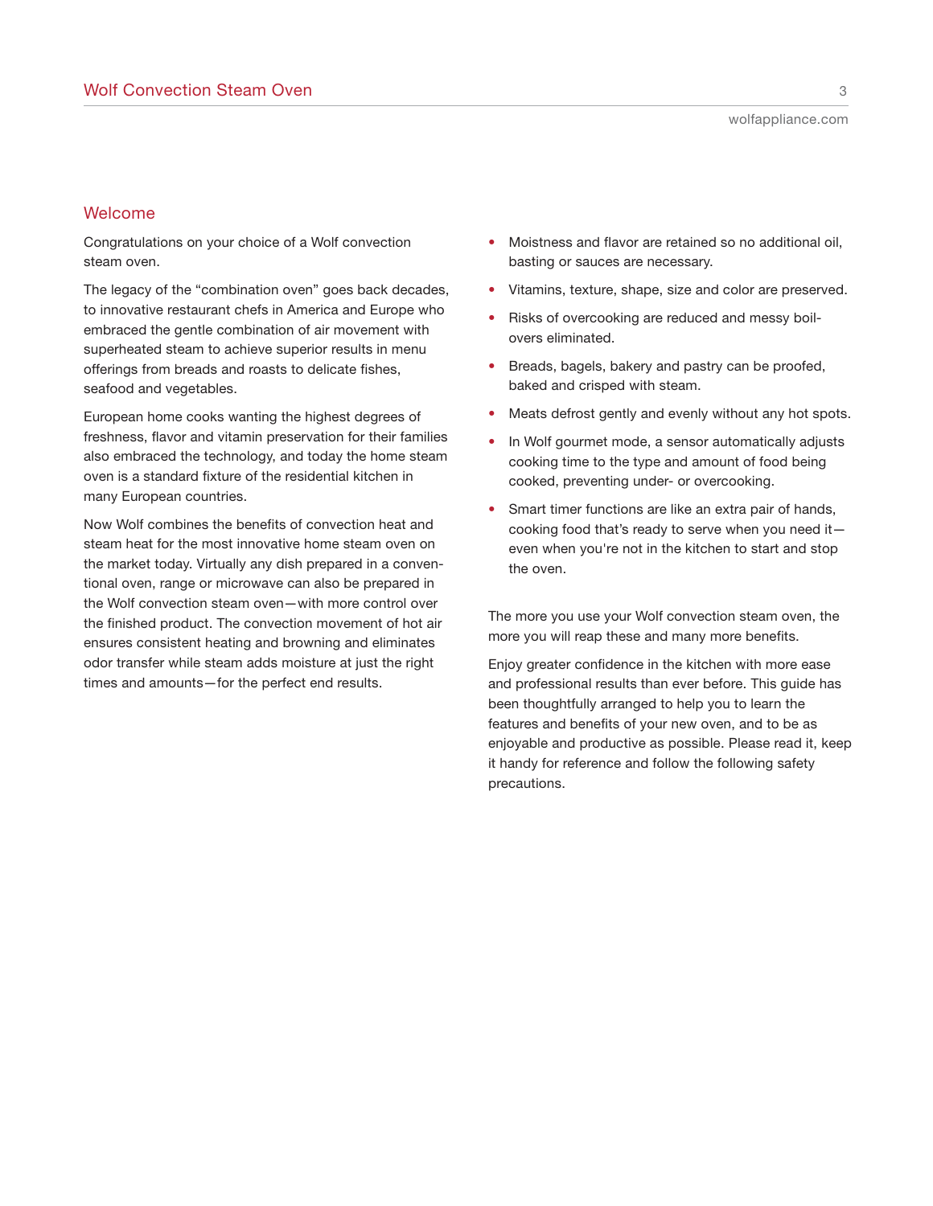## Welcome

Congratulations on your choice of a Wolf convection steam oven.

The legacy of the "combination oven" goes back decades, to innovative restaurant chefs in America and Europe who embraced the gentle combination of air movement with superheated steam to achieve superior results in menu offerings from breads and roasts to delicate fishes, seafood and vegetables.

European home cooks wanting the highest degrees of freshness, flavor and vitamin preservation for their families also embraced the technology, and today the home steam oven is a standard fixture of the residential kitchen in many European countries.

Now Wolf combines the benefits of convection heat and steam heat for the most innovative home steam oven on the market today. Virtually any dish prepared in a conventional oven, range or microwave can also be prepared in the Wolf convection steam oven—with more control over the finished product. The convection movement of hot air ensures consistent heating and browning and eliminates odor transfer while steam adds moisture at just the right times and amounts—for the perfect end results.

- Moistness and flavor are retained so no additional oil, basting or sauces are necessary.
- Vitamins, texture, shape, size and color are preserved.
- Risks of overcooking are reduced and messy boil-overs eliminated.
- Breads, bagels, bakery and pastry can be proofed, baked and crisped with steam.
- Meats defrost gently and evenly without any hot spots.
- In Wolf gourmet mode, a sensor automatically adjusts cooking time to the type and amount of food being cooked, preventing under- or overcooking.
- Smart timer functions are like an extra pair of hands, cooking food that's ready to serve when you need it—even when you're not in the kitchen to start and stop the oven.

The more you use your Wolf convection steam oven, the more you will reap these and many more benefits.

Enjoy greater confidence in the kitchen with more ease and professional results than ever before. This guide has been thoughtfully arranged to help you to learn the features and benefits of your new oven, and to be as enjoyable and productive as possible. Please read it, keep it handy for reference and follow the following safety precautions.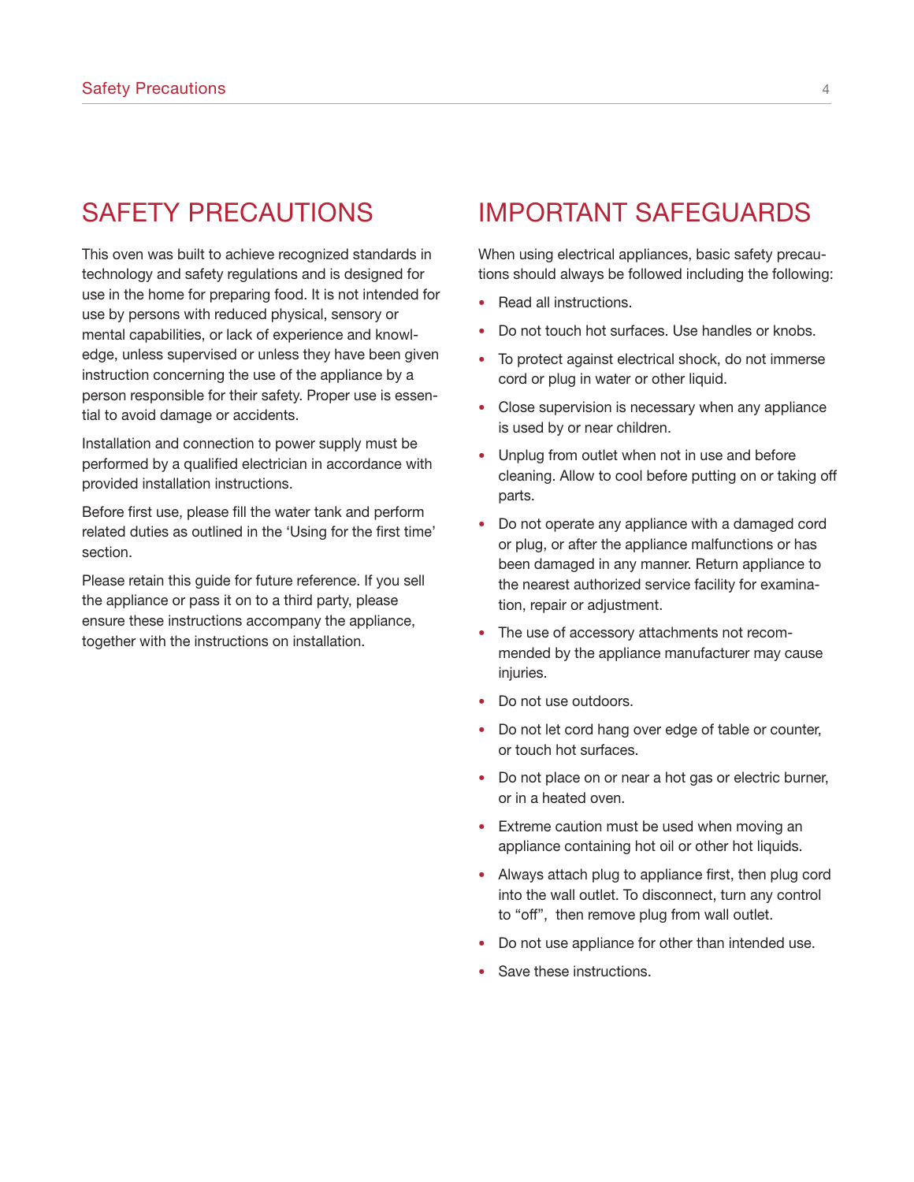# SAFETY PRECAUTIONS

This oven was built to achieve recognized standards in technology and safety regulations and is designed for use in the home for preparing food. It is not intended for use by persons with reduced physical, sensory or mental capabilities, or lack of experience and knowledge, unless supervised or unless they have been given instruction concerning the use of the appliance by a person responsible for their safety. Proper use is essential to avoid damage or accidents.

Installation and connection to power supply must be performed by a qualified electrician in accordance with provided installation instructions.

Before first use, please fill the water tank and perform related duties as outlined in the 'Using for the first time' section.

Please retain this guide for future reference. If you sell the appliance or pass it on to a third party, please ensure these instructions accompany the appliance, together with the instructions on installation.

# IMPORTANT SAFEGUARDS

When using electrical appliances, basic safety precautions should always be followed including the following:

- Read all instructions.
- Do not touch hot surfaces. Use handles or knobs.
- To protect against electrical shock, do not immerse cord or plug in water or other liquid.
- Close supervision is necessary when any appliance is used by or near children.
- Unplug from outlet when not in use and before cleaning. Allow to cool before putting on or taking off parts.
- Do not operate any appliance with a damaged cord or plug, or after the appliance malfunctions or has been damaged in any manner. Return appliance to the nearest authorized service facility for examination, repair or adjustment.
- The use of accessory attachments not recommended by the appliance manufacturer may cause injuries.
- Do not use outdoors.
- Do not let cord hang over edge of table or counter, or touch hot surfaces.
- Do not place on or near a hot gas or electric burner, or in a heated oven.
- Extreme caution must be used when moving an appliance containing hot oil or other hot liquids.
- Always attach plug to appliance first, then plug cord into the wall outlet. To disconnect, turn any control to "off", then remove plug from wall outlet.
- Do not use appliance for other than intended use.
- Save these instructions.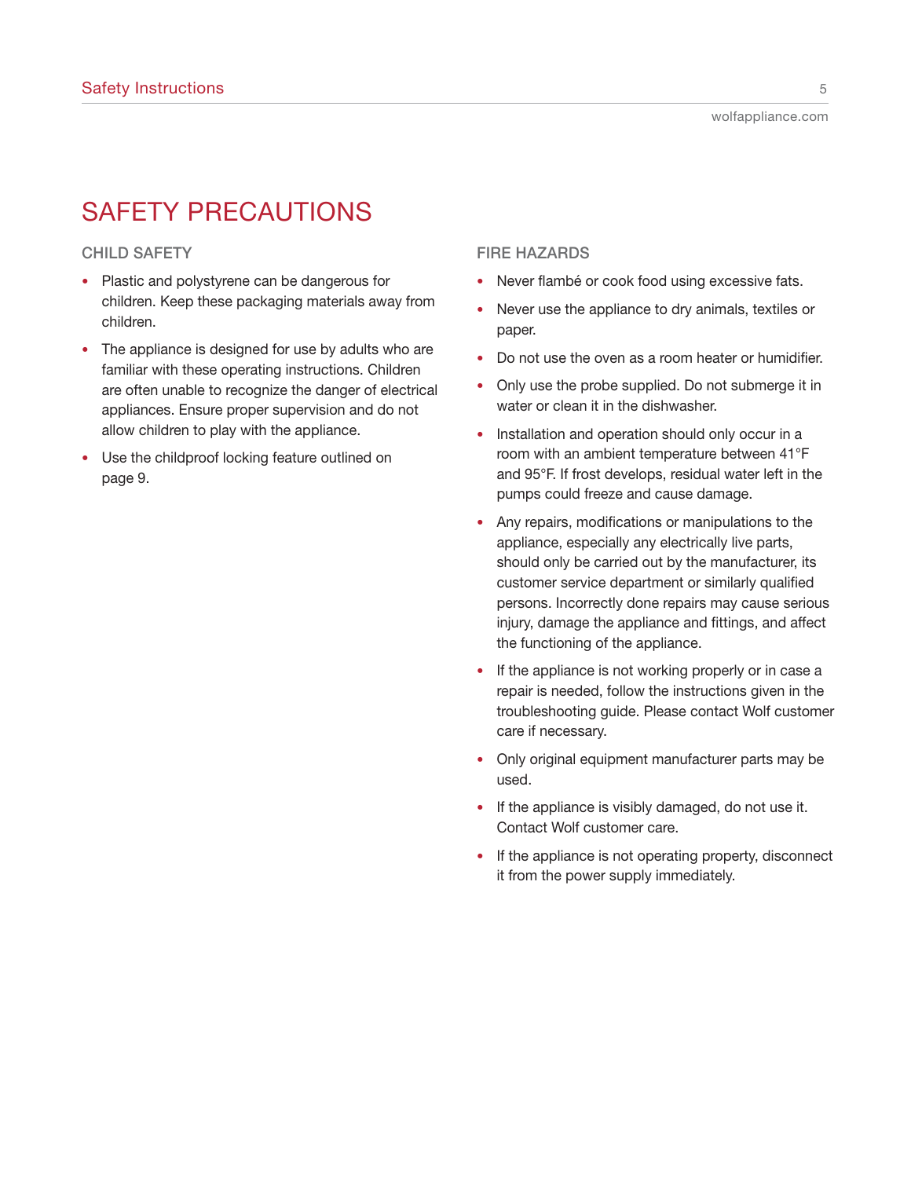# SAFETY PRECAUTIONS

## CHILD SAFETY

- Plastic and polystyrene can be dangerous for children. Keep these packaging materials away from children.
- The appliance is designed for use by adults who are familiar with these operating instructions. Children are often unable to recognize the danger of electrical appliances. Ensure proper supervision and do not allow children to play with the appliance.
- Use the childproof locking feature outlined on page 9.

## FIRE HAZARDS

- Never flambé or cook food using excessive fats.
- Never use the appliance to dry animals, textiles or paper.
- Do not use the oven as a room heater or humidifier.
- Only use the probe supplied. Do not submerge it in water or clean it in the dishwasher.
- Installation and operation should only occur in a room with an ambient temperature between 41°F and 95°F. If frost develops, residual water left in the pumps could freeze and cause damage.
- Any repairs, modifications or manipulations to the appliance, especially any electrically live parts, should only be carried out by the manufacturer, its customer service department or similarly qualified persons. Incorrectly done repairs may cause serious injury, damage the appliance and fittings, and affect the functioning of the appliance.
- If the appliance is not working properly or in case a repair is needed, follow the instructions given in the troubleshooting guide. Please contact Wolf customer care if necessary.
- Only original equipment manufacturer parts may be used.
- If the appliance is visibly damaged, do not use it. Contact Wolf customer care.
- If the appliance is not operating property, disconnect it from the power supply immediately.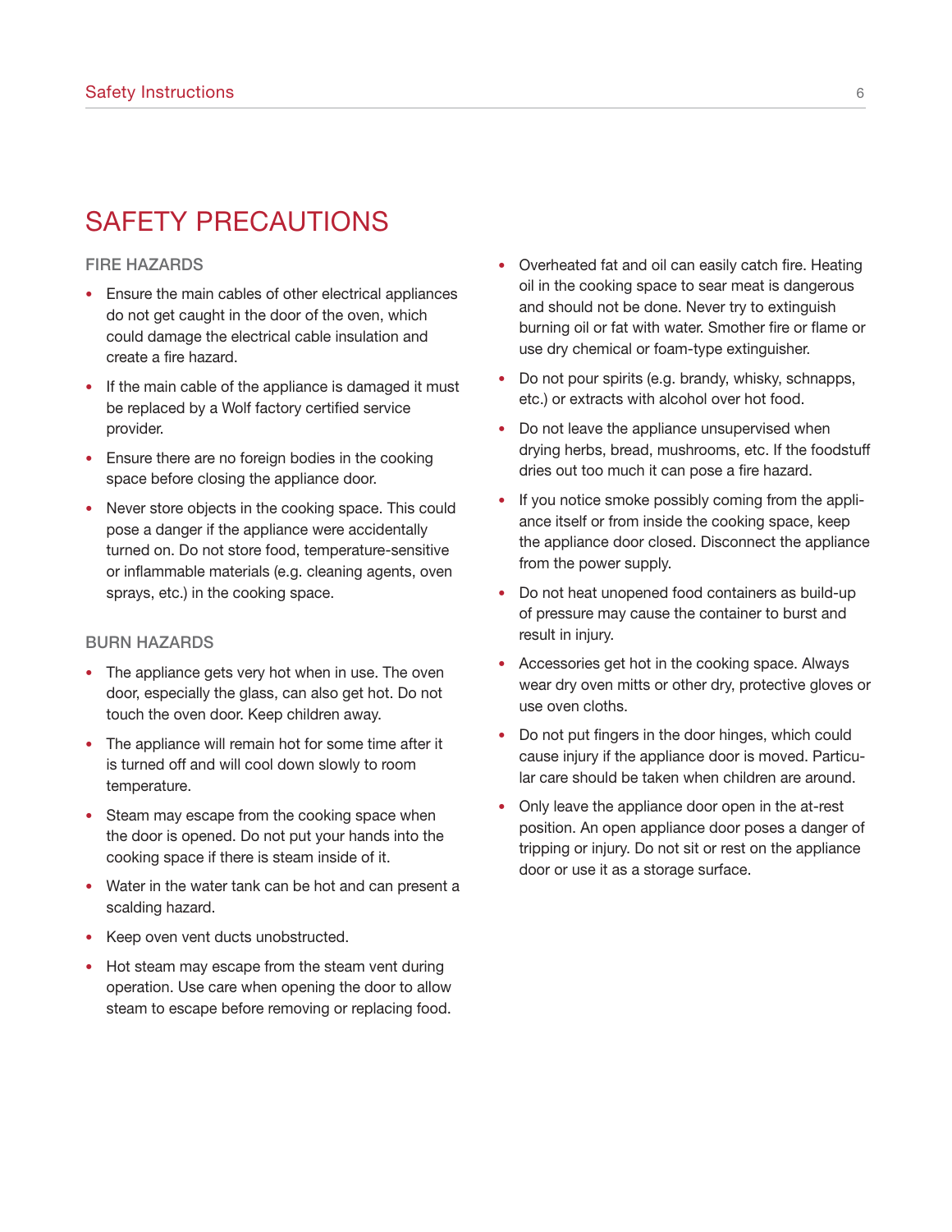# SAFETY PRECAUTIONS

### FIRE HAZARDS

- Ensure the main cables of other electrical appliances do not get caught in the door of the oven, which could damage the electrical cable insulation and create a fire hazard.
- If the main cable of the appliance is damaged it must be replaced by a Wolf factory certified service provider.
- Ensure there are no foreign bodies in the cooking space before closing the appliance door.
- Never store objects in the cooking space. This could pose a danger if the appliance were accidentally turned on. Do not store food, temperature-sensitive or inflammable materials (e.g. cleaning agents, oven sprays, etc.) in the cooking space.

### BURN HAZARDS

- The appliance gets very hot when in use. The oven door, especially the glass, can also get hot. Do not touch the oven door. Keep children away.
- The appliance will remain hot for some time after it is turned off and will cool down slowly to room temperature.
- Steam may escape from the cooking space when the door is opened. Do not put your hands into the cooking space if there is steam inside of it.
- Water in the water tank can be hot and can present a scalding hazard.
- Keep oven vent ducts unobstructed.
- Hot steam may escape from the steam vent during operation. Use care when opening the door to allow steam to escape before removing or replacing food.
- Overheated fat and oil can easily catch fire. Heating oil in the cooking space to sear meat is dangerous and should not be done. Never try to extinguish burning oil or fat with water. Smother fire or flame or use dry chemical or foam-type extinguisher.
- Do not pour spirits (e.g. brandy, whisky, schnapps, etc.) or extracts with alcohol over hot food.
- Do not leave the appliance unsupervised when drying herbs, bread, mushrooms, etc. If the foodstuff dries out too much it can pose a fire hazard.
- If you notice smoke possibly coming from the appliance itself or from inside the cooking space, keep the appliance door closed. Disconnect the appliance from the power supply.
- Do not heat unopened food containers as build-up of pressure may cause the container to burst and result in injury.
- Accessories get hot in the cooking space. Always wear dry oven mitts or other dry, protective gloves or use oven cloths.
- Do not put fingers in the door hinges, which could cause injury if the appliance door is moved. Particular care should be taken when children are around.
- Only leave the appliance door open in the at-rest position. An open appliance door poses a danger of tripping or injury. Do not sit or rest on the appliance door or use it as a storage surface.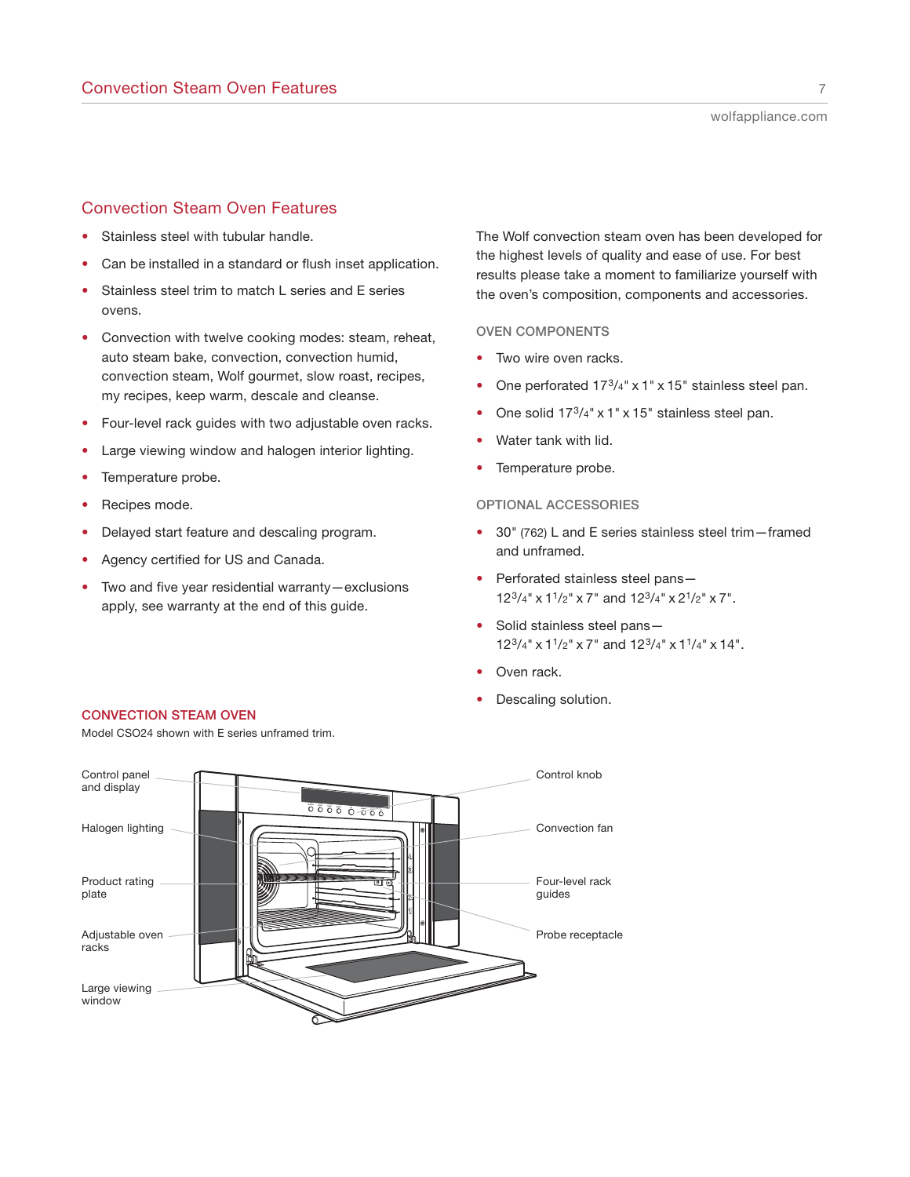## Convection Steam Oven Features

- Stainless steel with tubular handle.
- Can be installed in a standard or flush inset application.
- Stainless steel trim to match L series and E series ovens.
- Convection with twelve cooking modes: steam, reheat, auto steam bake, convection, convection humid, convection steam, Wolf gourmet, slow roast, recipes, my recipes, keep warm, descale and cleanse.
- Four-level rack guides with two adjustable oven racks.
- Large viewing window and halogen interior lighting.
- Temperature probe.
- Recipes mode.
- Delayed start feature and descaling program.
- Agency certified for US and Canada.
- Two and five year residential warranty—exclusions apply, see warranty at the end of this guide.

The Wolf convection steam oven has been developed for the highest levels of quality and ease of use. For best results please take a moment to familiarize yourself with the oven's composition, components and accessories.

### OVEN COMPONENTS

- Two wire oven racks.
- One perforated 17 3/4" x 1" x 15" stainless steel pan.
- One solid 17 3/4" x 1" x 15" stainless steel pan.
- Water tank with lid.
- Temperature probe.

### OPTIONAL ACCESSORIES

- 30" (762) L and E series stainless steel trim—framed and unframed.
- Perforated stainless steel pans—12 3/4" x 1 1/2" x 7" and 12 3/4" x 2 1/2" x 7".
- Solid stainless steel pans—12 3/4" x 1 1/2" x 7" and 12 3/4" x 1 1/4" x 14".
- Oven rack.
- Descaling solution.

### CONVECTION STEAM OVEN

Model CSO24 shown with E series unframed trim.

Control panel and display

Halogen lighting

Product rating plate

Adjustable oven racks

Large viewing window

Control knob

Convection fan

Four-level rack guides

Probe receptacle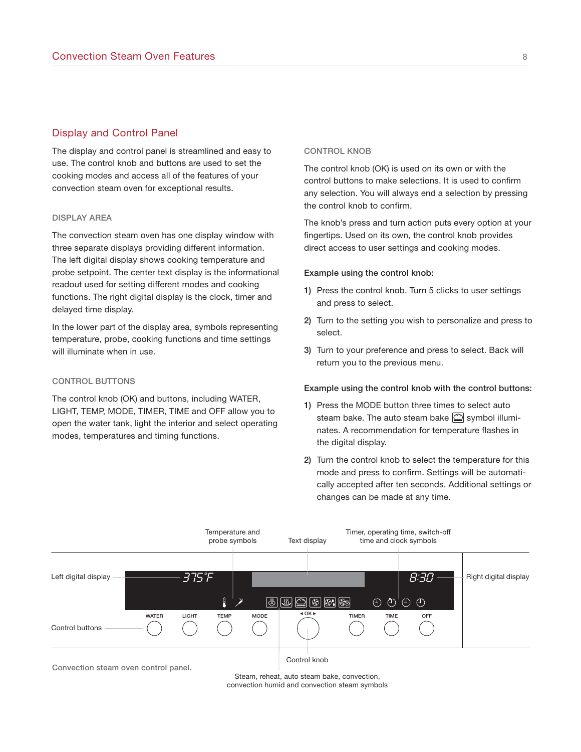## Display and Control Panel

The display and control panel is streamlined and easy to use. The control knob and buttons are used to set the cooking modes and access all of the features of your convection steam oven for exceptional results.

### DISPLAY AREA

The convection steam oven has one display window with three separate displays providing different information. The left digital display shows cooking temperature and probe setpoint. The center text display is the informational readout used for setting different modes and cooking functions. The right digital display is the clock, timer and delayed time display.

In the lower part of the display area, symbols representing temperature, probe, cooking functions and time settings will illuminate when in use.

### CONTROL BUTTONS

The control knob (OK) and buttons, including WATER, LIGHT, TEMP, MODE, TIMER, TIME and OFF allow you to open the water tank, light the interior and select operating modes, temperatures and timing functions.

### CONTROL KNOB

The control knob (OK) is used on its own or with the control buttons to make selections. It is used to confirm any selection. You will always end a selection by pressing the control knob to confirm.

The knob's press and turn action puts every option at your fingertips. Used on its own, the control knob provides direct access to user settings and cooking modes.

**Example using the control knob:**

1) Press the control knob. Turn 5 clicks to user settings and press to select.
2) Turn to the setting you wish to personalize and press to select.
3) Turn to your preference and press to select. Back will return you to the previous menu.

**Example using the control knob with the control buttons:**

1) Press the MODE button three times to select auto steam bake. The auto steam bake symbol illuminates. A recommendation for temperature flashes in the digital display.
2) Turn the control knob to select the temperature for this mode and press to confirm. Settings will be automatically accepted after ten seconds. Additional settings or changes can be made at any time.

Temperature and probe symbols

Text display

Timer, operating time, switch-off time and clock symbols

Left digital display

375°F

8:30

Right digital display

Control buttons

WATER

LIGHT

TEMP

MODE

OK

TIMER

TIME

OFF

Control knob

Steam, reheat, auto steam bake, convection, convection humid and convection steam symbols

Convection steam oven control panel.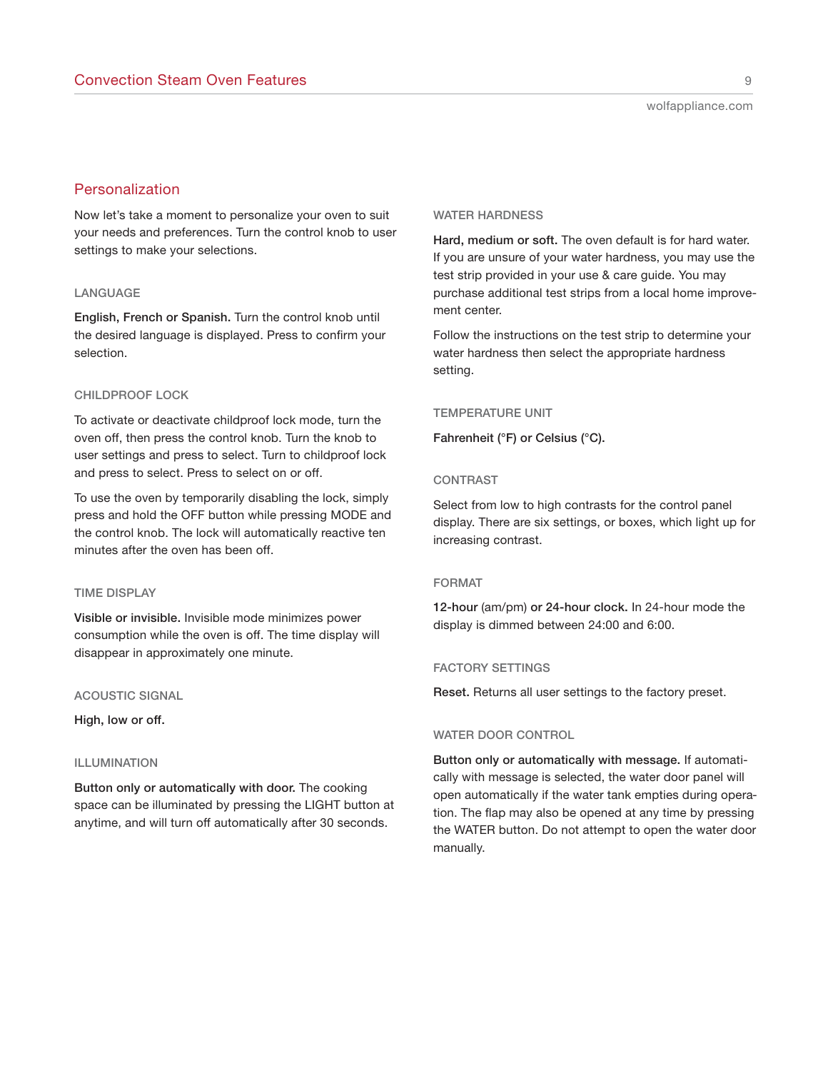## Personalization

Now let's take a moment to personalize your oven to suit your needs and preferences. Turn the control knob to user settings to make your selections.

### LANGUAGE

**English, French or Spanish.** Turn the control knob until the desired language is displayed. Press to confirm your selection.

### CHILDPROOF LOCK

To activate or deactivate childproof lock mode, turn the oven off, then press the control knob. Turn the knob to user settings and press to select. Turn to childproof lock and press to select. Press to select on or off.

To use the oven by temporarily disabling the lock, simply press and hold the OFF button while pressing MODE and the control knob. The lock will automatically reactive ten minutes after the oven has been off.

### TIME DISPLAY

**Visible or invisible.** Invisible mode minimizes power consumption while the oven is off. The time display will disappear in approximately one minute.

### ACOUSTIC SIGNAL

**High, low or off.**

### ILLUMINATION

**Button only or automatically with door.** The cooking space can be illuminated by pressing the LIGHT button at anytime, and will turn off automatically after 30 seconds.

### WATER HARDNESS

**Hard, medium or soft.** The oven default is for hard water. If you are unsure of your water hardness, you may use the test strip provided in your use & care guide. You may purchase additional test strips from a local home improvement center.

Follow the instructions on the test strip to determine your water hardness then select the appropriate hardness setting.

### TEMPERATURE UNIT

**Fahrenheit (°F) or Celsius (°C).**

### CONTRAST

Select from low to high contrasts for the control panel display. There are six settings, or boxes, which light up for increasing contrast.

### FORMAT

**12-hour** (am/pm) **or 24-hour clock.** In 24-hour mode the display is dimmed between 24:00 and 6:00.

### FACTORY SETTINGS

**Reset.** Returns all user settings to the factory preset.

### WATER DOOR CONTROL

**Button only or automatically with message.** If automatically with message is selected, the water door panel will open automatically if the water tank empties during operation. The flap may also be opened at any time by pressing the WATER button. Do not attempt to open the water door manually.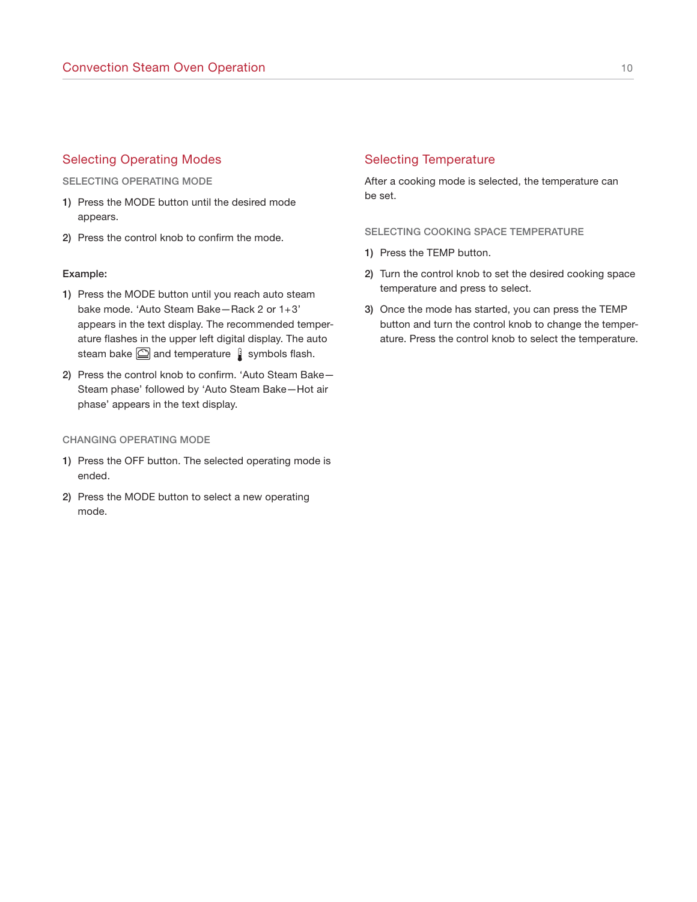## Selecting Operating Modes

### SELECTING OPERATING MODE

1) Press the MODE button until the desired mode appears.
2) Press the control knob to confirm the mode.

**Example:**

1) Press the MODE button until you reach auto steam bake mode. 'Auto Steam Bake—Rack 2 or 1+3' appears in the text display. The recommended temperature flashes in the upper left digital display. The auto steam bake and temperature symbols flash.
2) Press the control knob to confirm. 'Auto Steam Bake—Steam phase' followed by 'Auto Steam Bake—Hot air phase' appears in the text display.

### CHANGING OPERATING MODE

1) Press the OFF button. The selected operating mode is ended.
2) Press the MODE button to select a new operating mode.

## Selecting Temperature

After a cooking mode is selected, the temperature can be set.

### SELECTING COOKING SPACE TEMPERATURE

1) Press the TEMP button.
2) Turn the control knob to set the desired cooking space temperature and press to select.
3) Once the mode has started, you can press the TEMP button and turn the control knob to change the temperature. Press the control knob to select the temperature.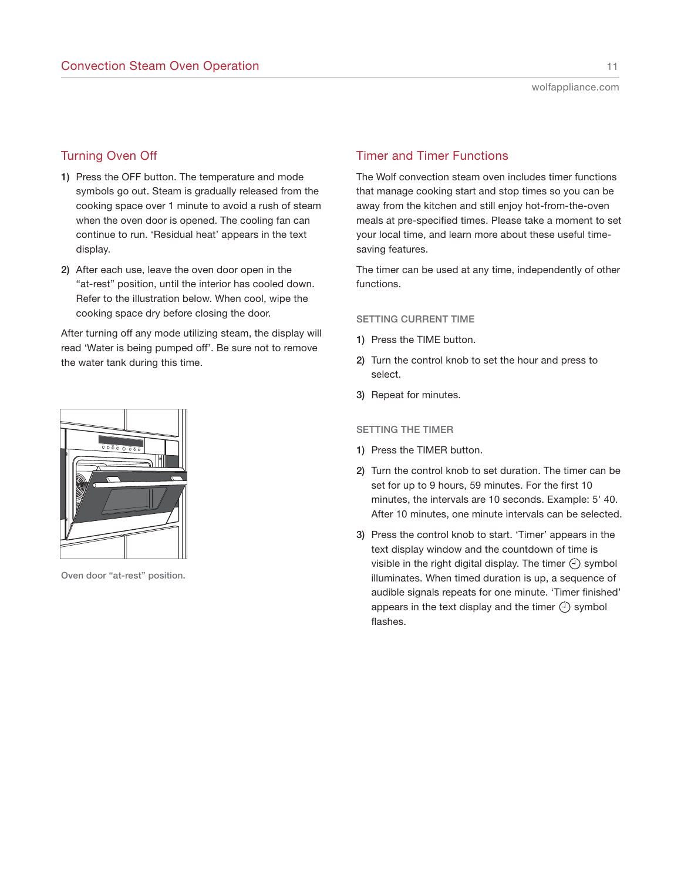## Turning Oven Off

1) Press the OFF button. The temperature and mode symbols go out. Steam is gradually released from the cooking space over 1 minute to avoid a rush of steam when the oven door is opened. The cooling fan can continue to run. 'Residual heat' appears in the text display.

2) After each use, leave the oven door open in the "at-rest" position, until the interior has cooled down. Refer to the illustration below. When cool, wipe the cooking space dry before closing the door.

After turning off any mode utilizing steam, the display will read 'Water is being pumped off'. Be sure not to remove the water tank during this time.

Oven door "at-rest" position.

## Timer and Timer Functions

The Wolf convection steam oven includes timer functions that manage cooking start and stop times so you can be away from the kitchen and still enjoy hot-from-the-oven meals at pre-specified times. Please take a moment to set your local time, and learn more about these useful time-saving features.

The timer can be used at any time, independently of other functions.

### SETTING CURRENT TIME

1) Press the TIME button.

2) Turn the control knob to set the hour and press to select.

3) Repeat for minutes.

### SETTING THE TIMER

1) Press the TIMER button.

2) Turn the control knob to set duration. The timer can be set for up to 9 hours, 59 minutes. For the first 10 minutes, the intervals are 10 seconds. Example: 5' 40. After 10 minutes, one minute intervals can be selected.

3) Press the control knob to start. 'Timer' appears in the text display window and the countdown of time is visible in the right digital display. The timer symbol illuminates. When timed duration is up, a sequence of audible signals repeats for one minute. 'Timer finished' appears in the text display and the timer symbol flashes.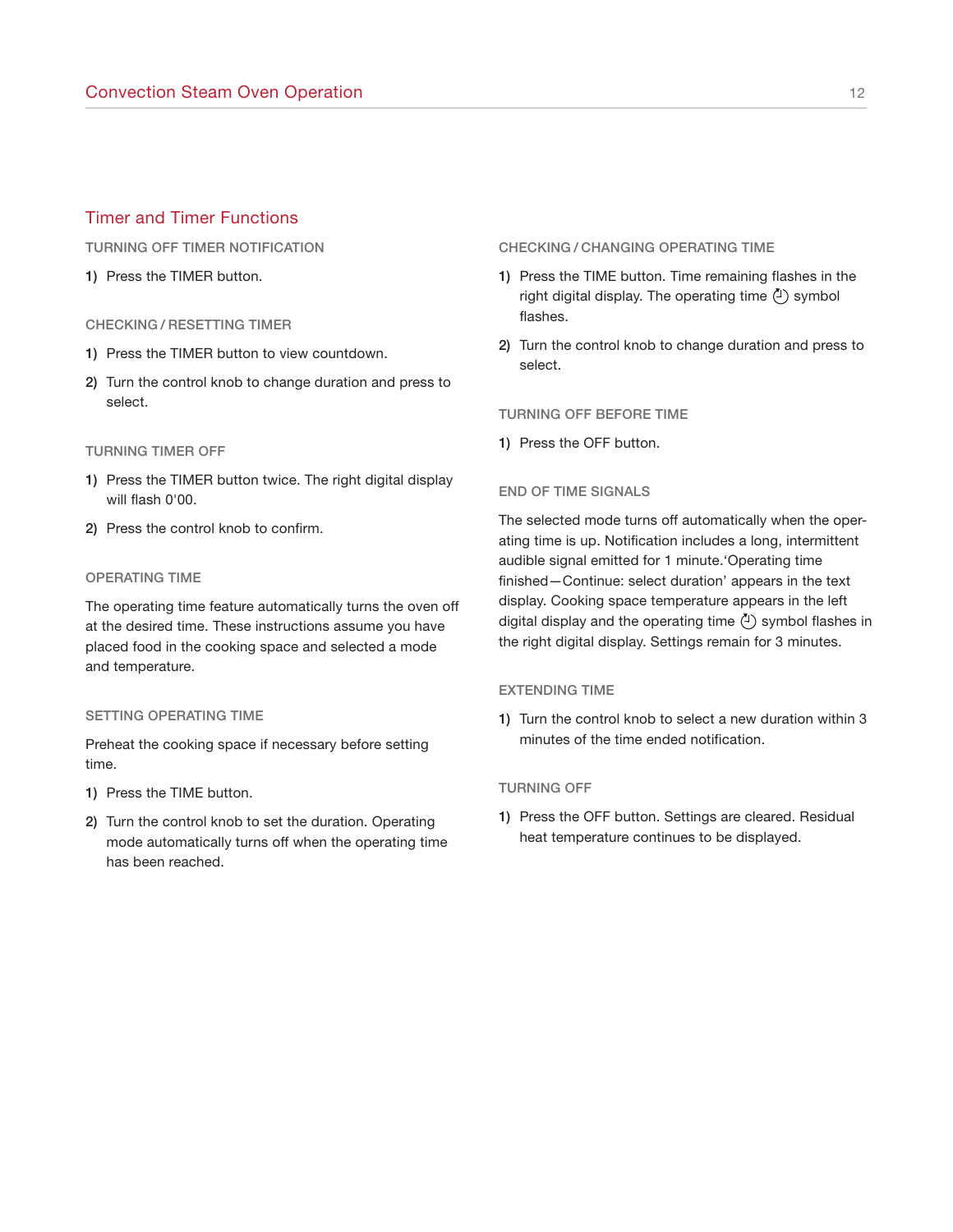## Timer and Timer Functions

### TURNING OFF TIMER NOTIFICATION

1) Press the TIMER button.

### CHECKING / RESETTING TIMER

1) Press the TIMER button to view countdown.
2) Turn the control knob to change duration and press to select.

### TURNING TIMER OFF

1) Press the TIMER button twice. The right digital display will flash 0'00.
2) Press the control knob to confirm.

### OPERATING TIME

The operating time feature automatically turns the oven off at the desired time. These instructions assume you have placed food in the cooking space and selected a mode and temperature.

### SETTING OPERATING TIME

Preheat the cooking space if necessary before setting time.

1) Press the TIME button.
2) Turn the control knob to set the duration. Operating mode automatically turns off when the operating time has been reached.

### CHECKING / CHANGING OPERATING TIME

1) Press the TIME button. Time remaining flashes in the right digital display. The operating time ⏱ symbol flashes.
2) Turn the control knob to change duration and press to select.

### TURNING OFF BEFORE TIME

1) Press the OFF button.

### END OF TIME SIGNALS

The selected mode turns off automatically when the operating time is up. Notification includes a long, intermittent audible signal emitted for 1 minute.'Operating time finished—Continue: select duration' appears in the text display. Cooking space temperature appears in the left digital display and the operating time ⏱ symbol flashes in the right digital display. Settings remain for 3 minutes.

### EXTENDING TIME

1) Turn the control knob to select a new duration within 3 minutes of the time ended notification.

### TURNING OFF

1) Press the OFF button. Settings are cleared. Residual heat temperature continues to be displayed.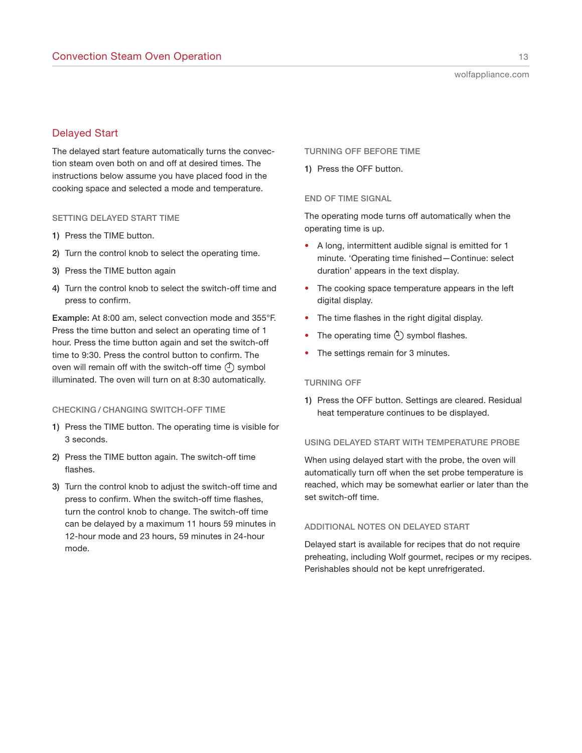## Delayed Start

The delayed start feature automatically turns the convection steam oven both on and off at desired times. The instructions below assume you have placed food in the cooking space and selected a mode and temperature.

### SETTING DELAYED START TIME

1) Press the TIME button.
2) Turn the control knob to select the operating time.
3) Press the TIME button again
4) Turn the control knob to select the switch-off time and press to confirm.

**Example:** At 8:00 am, select convection mode and 355°F. Press the time button and select an operating time of 1 hour. Press the time button again and set the switch-off time to 9:30. Press the control button to confirm. The oven will remain off with the switch-off time symbol illuminated. The oven will turn on at 8:30 automatically.

### CHECKING / CHANGING SWITCH-OFF TIME

1) Press the TIME button. The operating time is visible for 3 seconds.
2) Press the TIME button again. The switch-off time flashes.
3) Turn the control knob to adjust the switch-off time and press to confirm. When the switch-off time flashes, turn the control knob to change. The switch-off time can be delayed by a maximum 11 hours 59 minutes in 12-hour mode and 23 hours, 59 minutes in 24-hour mode.

### TURNING OFF BEFORE TIME

1) Press the OFF button.

### END OF TIME SIGNAL

The operating mode turns off automatically when the operating time is up.

- A long, intermittent audible signal is emitted for 1 minute. 'Operating time finished—Continue: select duration' appears in the text display.
- The cooking space temperature appears in the left digital display.
- The time flashes in the right digital display.
- The operating time symbol flashes.
- The settings remain for 3 minutes.

### TURNING OFF

1) Press the OFF button. Settings are cleared. Residual heat temperature continues to be displayed.

### USING DELAYED START WITH TEMPERATURE PROBE

When using delayed start with the probe, the oven will automatically turn off when the set probe temperature is reached, which may be somewhat earlier or later than the set switch-off time.

### ADDITIONAL NOTES ON DELAYED START

Delayed start is available for recipes that do not require preheating, including Wolf gourmet, recipes or my recipes. Perishables should not be kept unrefrigerated.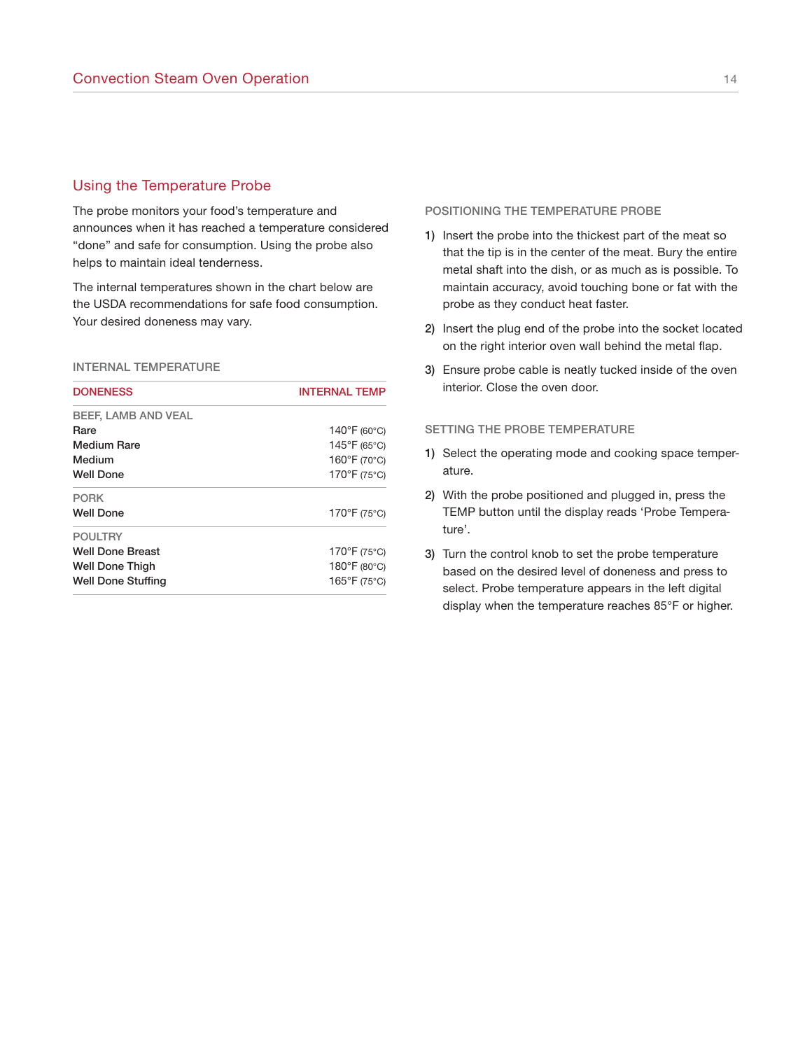## Using the Temperature Probe

The probe monitors your food's temperature and announces when it has reached a temperature considered "done" and safe for consumption. Using the probe also helps to maintain ideal tenderness.

The internal temperatures shown in the chart below are the USDA recommendations for safe food consumption. Your desired doneness may vary.

### INTERNAL TEMPERATURE

| DONENESS | INTERNAL TEMP |
|---|---|
| BEEF, LAMB AND VEAL | |
| Rare | 140°F (60°C) |
| Medium Rare | 145°F (65°C) |
| Medium | 160°F (70°C) |
| Well Done | 170°F (75°C) |
| PORK | |
| Well Done | 170°F (75°C) |
| POULTRY | |
| Well Done Breast | 170°F (75°C) |
| Well Done Thigh | 180°F (80°C) |
| Well Done Stuffing | 165°F (75°C) |

### POSITIONING THE TEMPERATURE PROBE

1) Insert the probe into the thickest part of the meat so that the tip is in the center of the meat. Bury the entire metal shaft into the dish, or as much as is possible. To maintain accuracy, avoid touching bone or fat with the probe as they conduct heat faster.
2) Insert the plug end of the probe into the socket located on the right interior oven wall behind the metal flap.
3) Ensure probe cable is neatly tucked inside of the oven interior. Close the oven door.

### SETTING THE PROBE TEMPERATURE

1) Select the operating mode and cooking space temperature.
2) With the probe positioned and plugged in, press the TEMP button until the display reads 'Probe Temperature'.
3) Turn the control knob to set the probe temperature based on the desired level of doneness and press to select. Probe temperature appears in the left digital display when the temperature reaches 85°F or higher.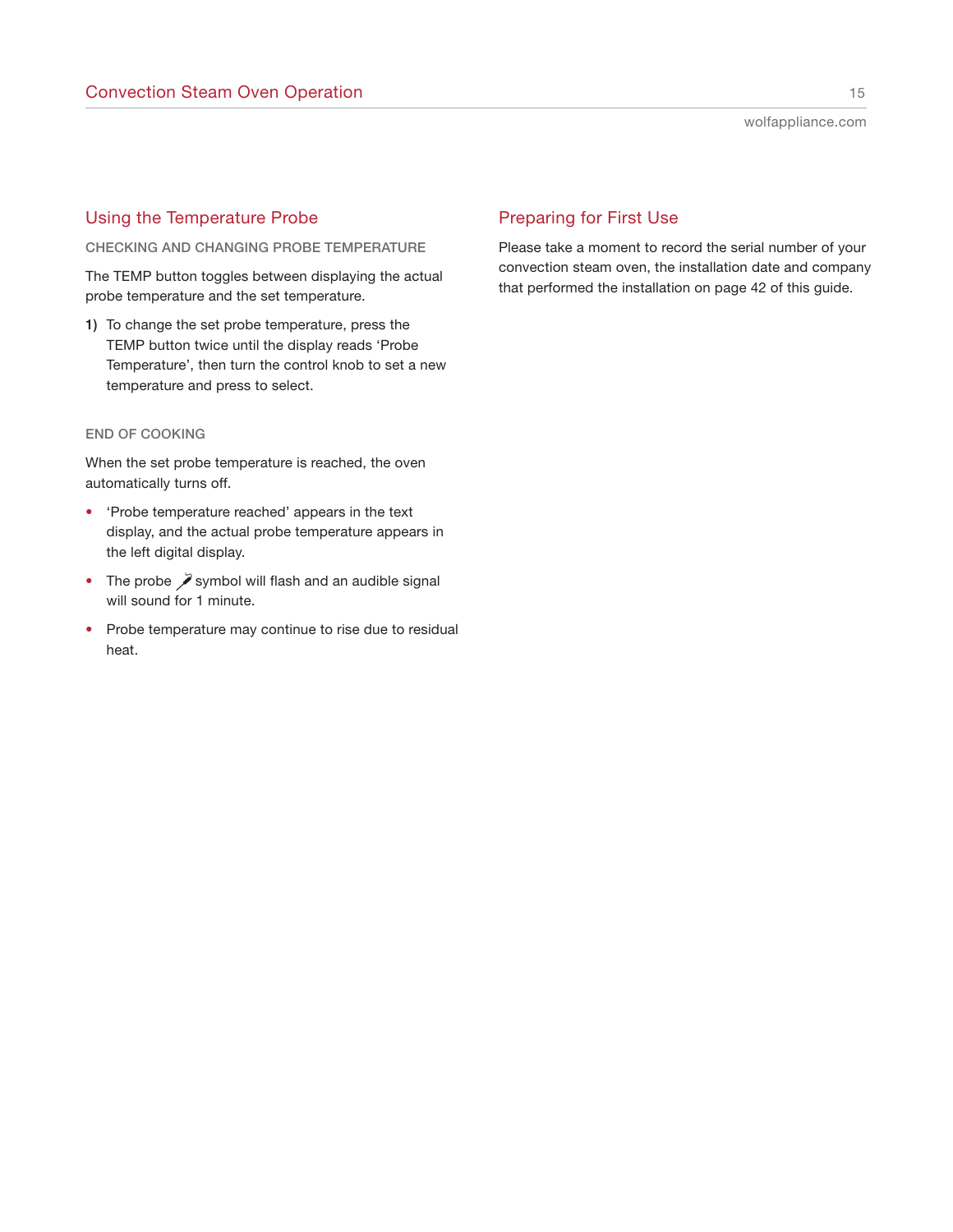## Using the Temperature Probe

### CHECKING AND CHANGING PROBE TEMPERATURE

The TEMP button toggles between displaying the actual probe temperature and the set temperature.

1) To change the set probe temperature, press the TEMP button twice until the display reads 'Probe Temperature', then turn the control knob to set a new temperature and press to select.

### END OF COOKING

When the set probe temperature is reached, the oven automatically turns off.

- 'Probe temperature reached' appears in the text display, and the actual probe temperature appears in the left digital display.
- The probe symbol will flash and an audible signal will sound for 1 minute.
- Probe temperature may continue to rise due to residual heat.

## Preparing for First Use

Please take a moment to record the serial number of your convection steam oven, the installation date and company that performed the installation on page 42 of this guide.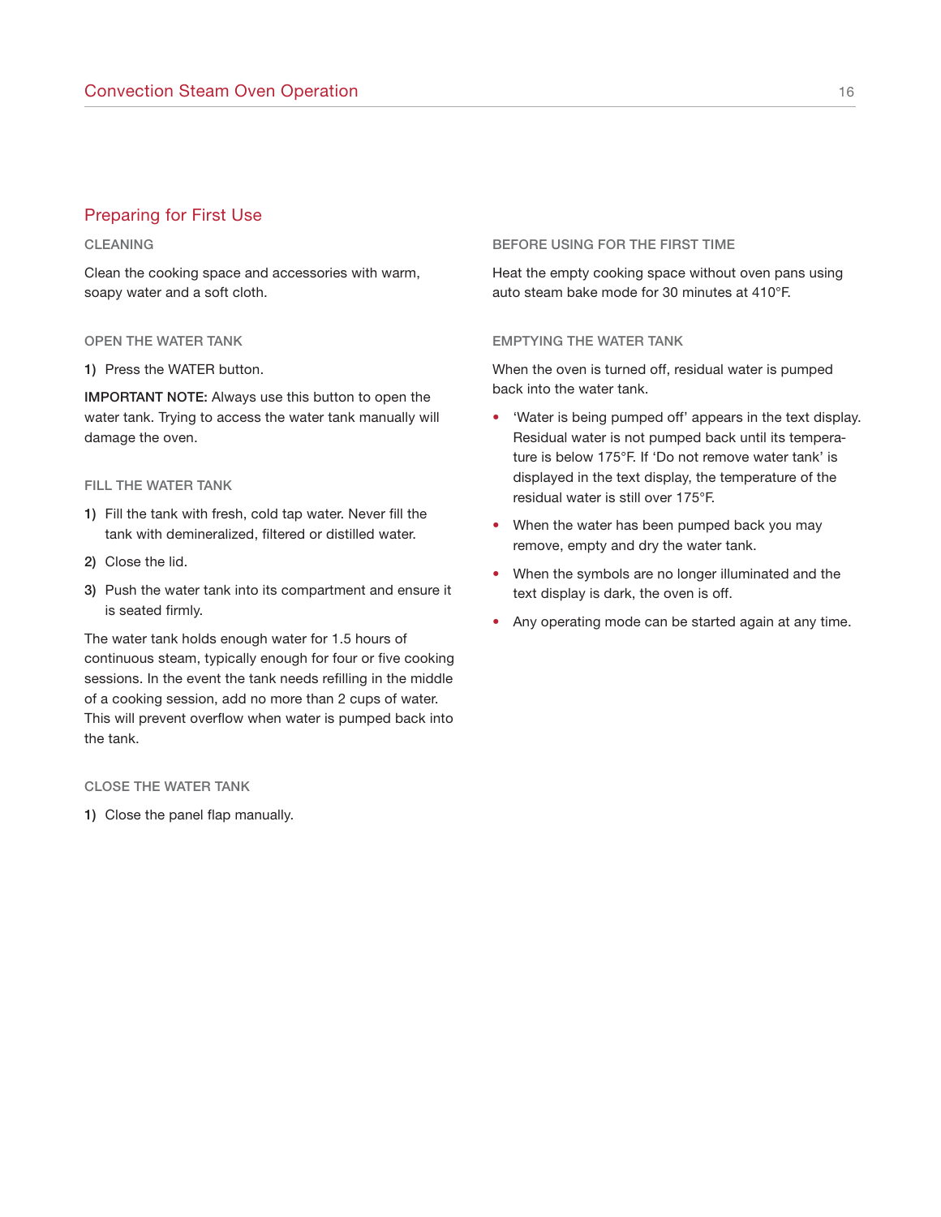## Preparing for First Use

### CLEANING

Clean the cooking space and accessories with warm, soapy water and a soft cloth.

### OPEN THE WATER TANK

**1)** Press the WATER button.

**IMPORTANT NOTE:** Always use this button to open the water tank. Trying to access the water tank manually will damage the oven.

### FILL THE WATER TANK

**1)** Fill the tank with fresh, cold tap water. Never fill the tank with demineralized, filtered or distilled water.

**2)** Close the lid.

**3)** Push the water tank into its compartment and ensure it is seated firmly.

The water tank holds enough water for 1.5 hours of continuous steam, typically enough for four or five cooking sessions. In the event the tank needs refilling in the middle of a cooking session, add no more than 2 cups of water. This will prevent overflow when water is pumped back into the tank.

### CLOSE THE WATER TANK

**1)** Close the panel flap manually.

### BEFORE USING FOR THE FIRST TIME

Heat the empty cooking space without oven pans using auto steam bake mode for 30 minutes at 410°F.

### EMPTYING THE WATER TANK

When the oven is turned off, residual water is pumped back into the water tank.

- 'Water is being pumped off' appears in the text display. Residual water is not pumped back until its temperature is below 175°F. If 'Do not remove water tank' is displayed in the text display, the temperature of the residual water is still over 175°F.
- When the water has been pumped back you may remove, empty and dry the water tank.
- When the symbols are no longer illuminated and the text display is dark, the oven is off.
- Any operating mode can be started again at any time.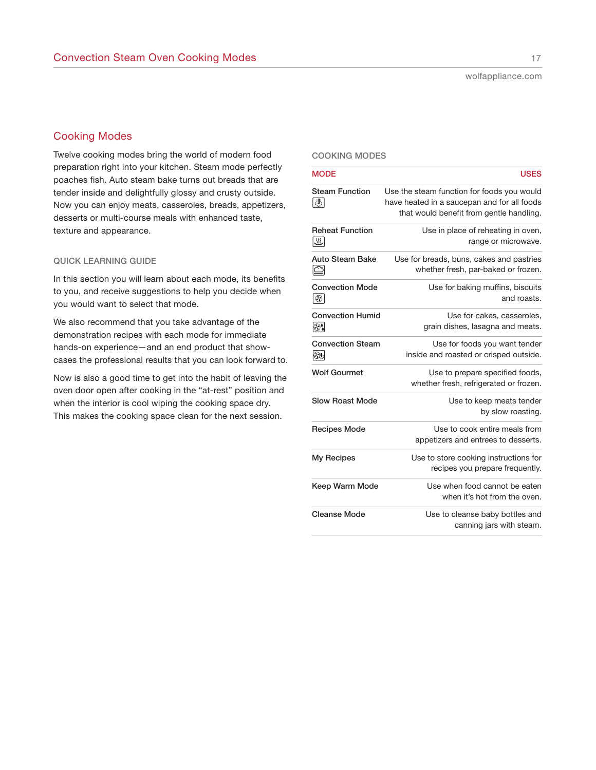## Cooking Modes

Twelve cooking modes bring the world of modern food preparation right into your kitchen. Steam mode perfectly poaches fish. Auto steam bake turns out breads that are tender inside and delightfully glossy and crusty outside. Now you can enjoy meats, casseroles, breads, appetizers, desserts or multi-course meals with enhanced taste, texture and appearance.

QUICK LEARNING GUIDE

In this section you will learn about each mode, its benefits to you, and receive suggestions to help you decide when you would want to select that mode.

We also recommend that you take advantage of the demonstration recipes with each mode for immediate hands-on experience—and an end product that showcases the professional results that you can look forward to.

Now is also a good time to get into the habit of leaving the oven door open after cooking in the "at-rest" position and when the interior is cool wiping the cooking space dry. This makes the cooking space clean for the next session.

COOKING MODES

| MODE | USES |
|---|---|
| Steam Function | Use the steam function for foods you would have heated in a saucepan and for all foods that would benefit from gentle handling. |
| Reheat Function | Use in place of reheating in oven, range or microwave. |
| Auto Steam Bake | Use for breads, buns, cakes and pastries whether fresh, par-baked or frozen. |
| Convection Mode | Use for baking muffins, biscuits and roasts. |
| Convection Humid | Use for cakes, casseroles, grain dishes, lasagna and meats. |
| Convection Steam | Use for foods you want tender inside and roasted or crisped outside. |
| Wolf Gourmet | Use to prepare specified foods, whether fresh, refrigerated or frozen. |
| Slow Roast Mode | Use to keep meats tender by slow roasting. |
| Recipes Mode | Use to cook entire meals from appetizers and entrees to desserts. |
| My Recipes | Use to store cooking instructions for recipes you prepare frequently. |
| Keep Warm Mode | Use when food cannot be eaten when it's hot from the oven. |
| Cleanse Mode | Use to cleanse baby bottles and canning jars with steam. |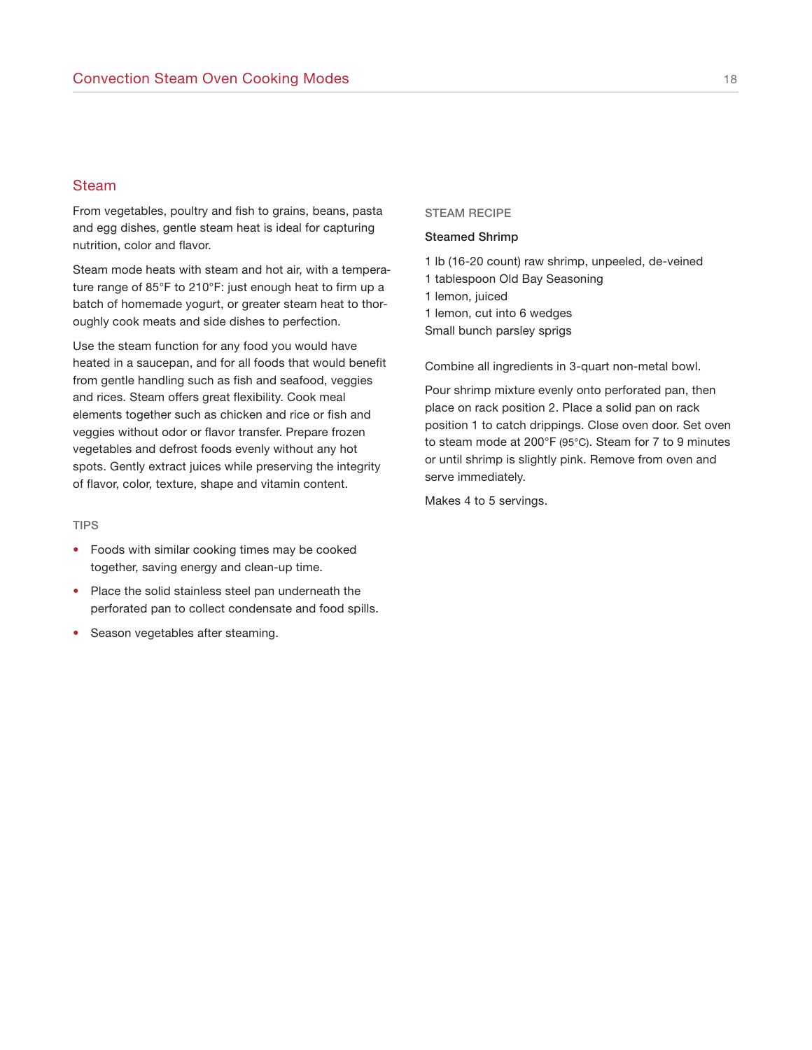## Steam

From vegetables, poultry and fish to grains, beans, pasta and egg dishes, gentle steam heat is ideal for capturing nutrition, color and flavor.

Steam mode heats with steam and hot air, with a temperature range of 85°F to 210°F: just enough heat to firm up a batch of homemade yogurt, or greater steam heat to thoroughly cook meats and side dishes to perfection.

Use the steam function for any food you would have heated in a saucepan, and for all foods that would benefit from gentle handling such as fish and seafood, veggies and rices. Steam offers great flexibility. Cook meal elements together such as chicken and rice or fish and veggies without odor or flavor transfer. Prepare frozen vegetables and defrost foods evenly without any hot spots. Gently extract juices while preserving the integrity of flavor, color, texture, shape and vitamin content.

### TIPS

- Foods with similar cooking times may be cooked together, saving energy and clean-up time.
- Place the solid stainless steel pan underneath the perforated pan to collect condensate and food spills.
- Season vegetables after steaming.

### STEAM RECIPE

**Steamed Shrimp**

1 lb (16-20 count) raw shrimp, unpeeled, de-veined
1 tablespoon Old Bay Seasoning
1 lemon, juiced
1 lemon, cut into 6 wedges
Small bunch parsley sprigs

Combine all ingredients in 3-quart non-metal bowl.

Pour shrimp mixture evenly onto perforated pan, then place on rack position 2. Place a solid pan on rack position 1 to catch drippings. Close oven door. Set oven to steam mode at 200°F (95°C). Steam for 7 to 9 minutes or until shrimp is slightly pink. Remove from oven and serve immediately.

Makes 4 to 5 servings.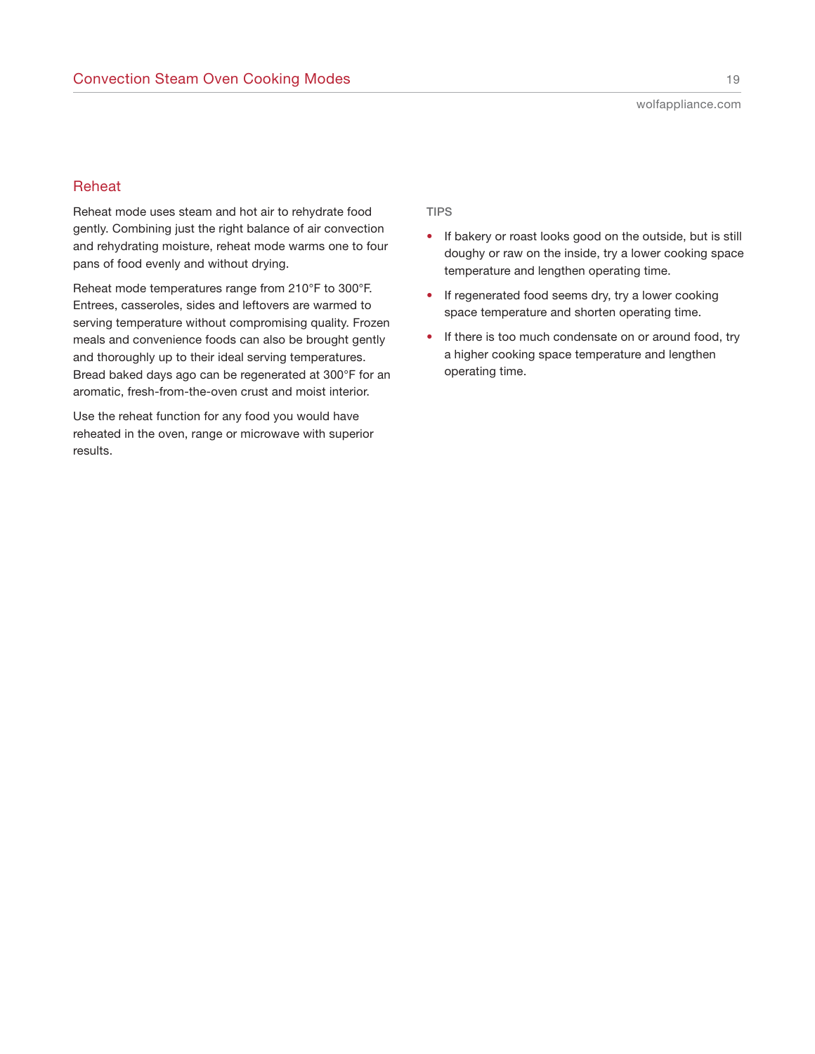## Reheat

Reheat mode uses steam and hot air to rehydrate food gently. Combining just the right balance of air convection and rehydrating moisture, reheat mode warms one to four pans of food evenly and without drying.

Reheat mode temperatures range from 210°F to 300°F. Entrees, casseroles, sides and leftovers are warmed to serving temperature without compromising quality. Frozen meals and convenience foods can also be brought gently and thoroughly up to their ideal serving temperatures. Bread baked days ago can be regenerated at 300°F for an aromatic, fresh-from-the-oven crust and moist interior.

Use the reheat function for any food you would have reheated in the oven, range or microwave with superior results.

TIPS

- If bakery or roast looks good on the outside, but is still doughy or raw on the inside, try a lower cooking space temperature and lengthen operating time.
- If regenerated food seems dry, try a lower cooking space temperature and shorten operating time.
- If there is too much condensate on or around food, try a higher cooking space temperature and lengthen operating time.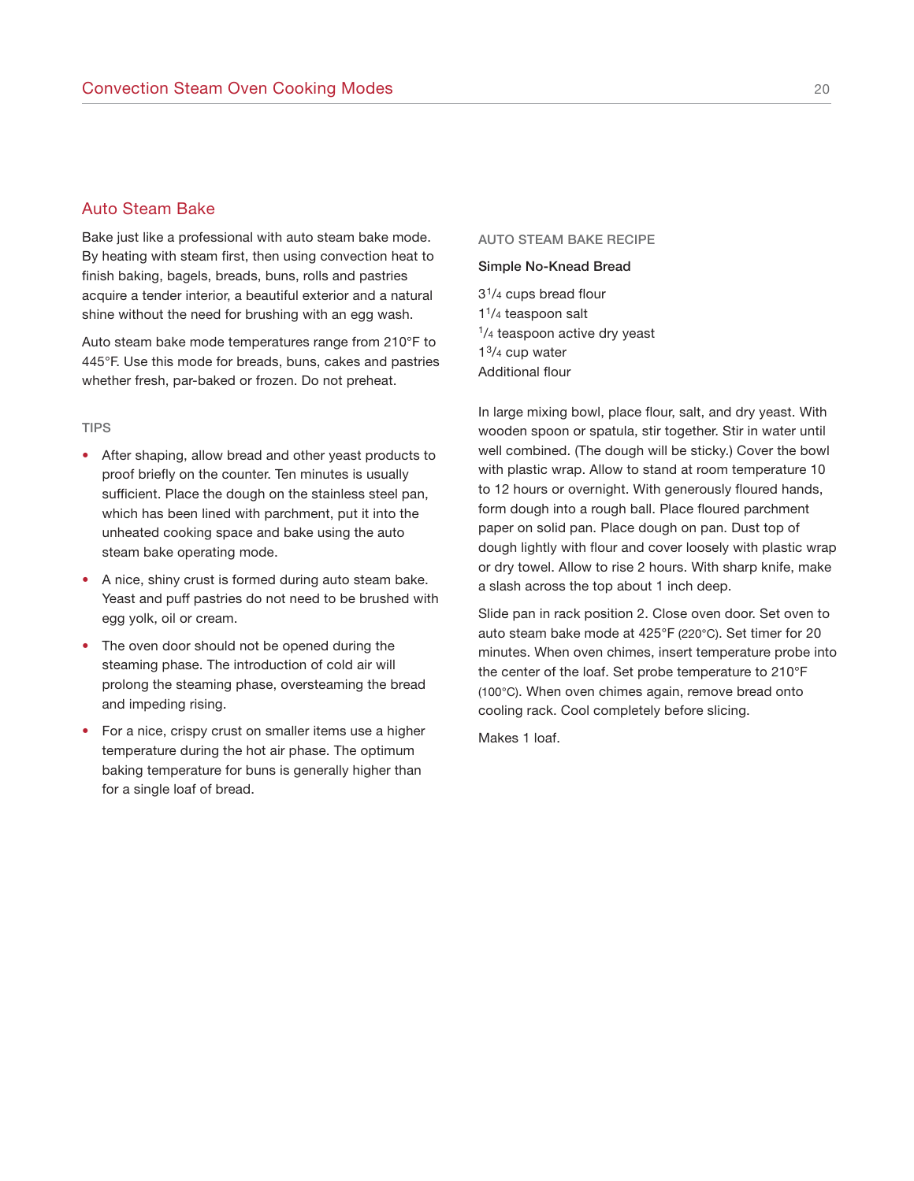## Auto Steam Bake

Bake just like a professional with auto steam bake mode. By heating with steam first, then using convection heat to finish baking, bagels, breads, buns, rolls and pastries acquire a tender interior, a beautiful exterior and a natural shine without the need for brushing with an egg wash.

Auto steam bake mode temperatures range from 210°F to 445°F. Use this mode for breads, buns, cakes and pastries whether fresh, par-baked or frozen. Do not preheat.

### TIPS

- After shaping, allow bread and other yeast products to proof briefly on the counter. Ten minutes is usually sufficient. Place the dough on the stainless steel pan, which has been lined with parchment, put it into the unheated cooking space and bake using the auto steam bake operating mode.
- A nice, shiny crust is formed during auto steam bake. Yeast and puff pastries do not need to be brushed with egg yolk, oil or cream.
- The oven door should not be opened during the steaming phase. The introduction of cold air will prolong the steaming phase, oversteaming the bread and impeding rising.
- For a nice, crispy crust on smaller items use a higher temperature during the hot air phase. The optimum baking temperature for buns is generally higher than for a single loaf of bread.

### AUTO STEAM BAKE RECIPE

**Simple No-Knead Bread**

3 1/4 cups bread flour  
1 1/4 teaspoon salt  
1/4 teaspoon active dry yeast  
1 3/4 cup water  
Additional flour

In large mixing bowl, place flour, salt, and dry yeast. With wooden spoon or spatula, stir together. Stir in water until well combined. (The dough will be sticky.) Cover the bowl with plastic wrap. Allow to stand at room temperature 10 to 12 hours or overnight. With generously floured hands, form dough into a rough ball. Place floured parchment paper on solid pan. Place dough on pan. Dust top of dough lightly with flour and cover loosely with plastic wrap or dry towel. Allow to rise 2 hours. With sharp knife, make a slash across the top about 1 inch deep.

Slide pan in rack position 2. Close oven door. Set oven to auto steam bake mode at 425°F (220°C). Set timer for 20 minutes. When oven chimes, insert temperature probe into the center of the loaf. Set probe temperature to 210°F (100°C). When oven chimes again, remove bread onto cooling rack. Cool completely before slicing.

Makes 1 loaf.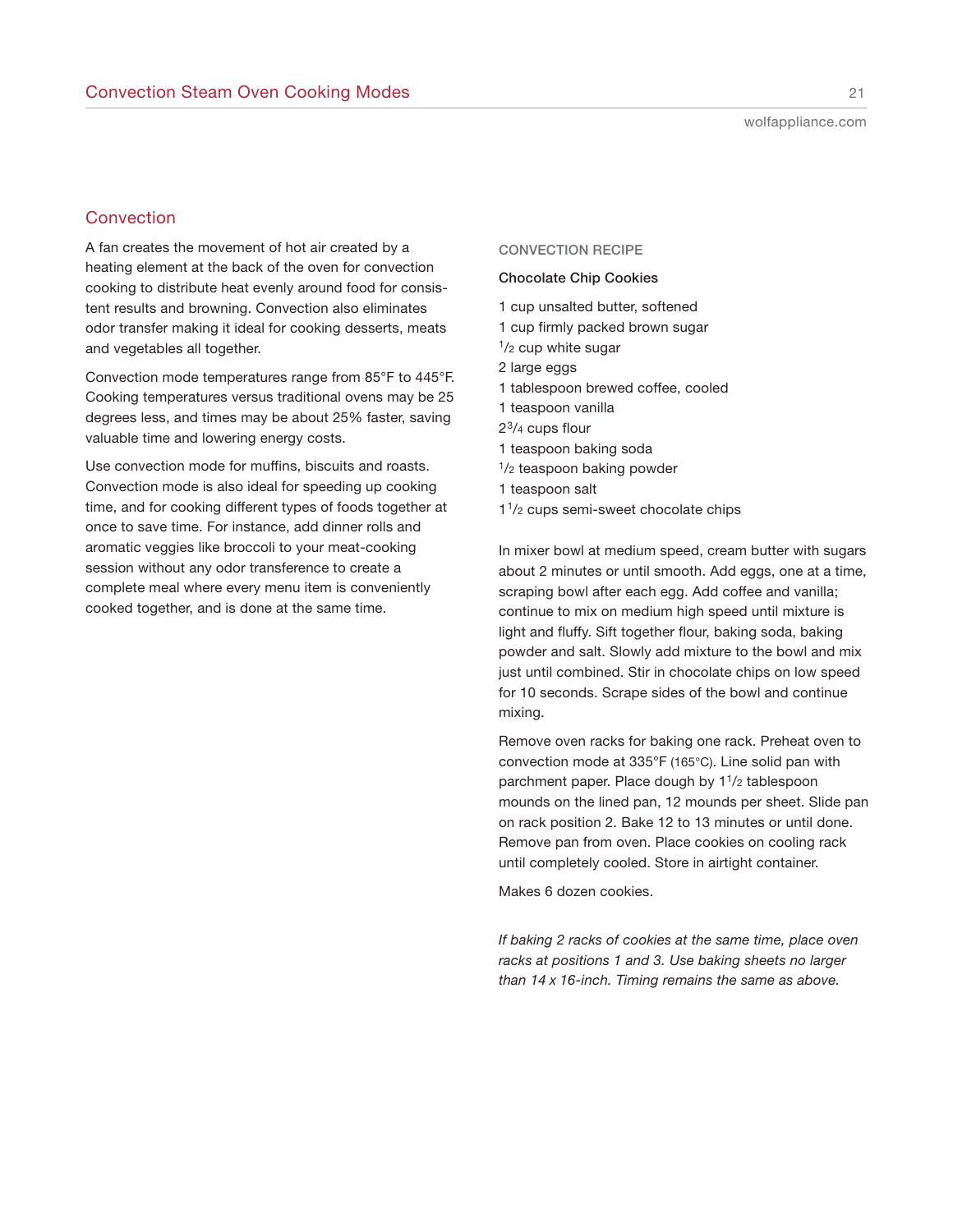## Convection

A fan creates the movement of hot air created by a heating element at the back of the oven for convection cooking to distribute heat evenly around food for consistent results and browning. Convection also eliminates odor transfer making it ideal for cooking desserts, meats and vegetables all together.

Convection mode temperatures range from 85°F to 445°F. Cooking temperatures versus traditional ovens may be 25 degrees less, and times may be about 25% faster, saving valuable time and lowering energy costs.

Use convection mode for muffins, biscuits and roasts. Convection mode is also ideal for speeding up cooking time, and for cooking different types of foods together at once to save time. For instance, add dinner rolls and aromatic veggies like broccoli to your meat-cooking session without any odor transference to create a complete meal where every menu item is conveniently cooked together, and is done at the same time.

#### CONVECTION RECIPE

**Chocolate Chip Cookies**

1 cup unsalted butter, softened
1 cup firmly packed brown sugar
1/2 cup white sugar
2 large eggs
1 tablespoon brewed coffee, cooled
1 teaspoon vanilla
2 3/4 cups flour
1 teaspoon baking soda
1/2 teaspoon baking powder
1 teaspoon salt
1 1/2 cups semi-sweet chocolate chips

In mixer bowl at medium speed, cream butter with sugars about 2 minutes or until smooth. Add eggs, one at a time, scraping bowl after each egg. Add coffee and vanilla; continue to mix on medium high speed until mixture is light and fluffy. Sift together flour, baking soda, baking powder and salt. Slowly add mixture to the bowl and mix just until combined. Stir in chocolate chips on low speed for 10 seconds. Scrape sides of the bowl and continue mixing.

Remove oven racks for baking one rack. Preheat oven to convection mode at 335°F (165°C). Line solid pan with parchment paper. Place dough by 1 1/2 tablespoon mounds on the lined pan, 12 mounds per sheet. Slide pan on rack position 2. Bake 12 to 13 minutes or until done. Remove pan from oven. Place cookies on cooling rack until completely cooled. Store in airtight container.

Makes 6 dozen cookies.

*If baking 2 racks of cookies at the same time, place oven racks at positions 1 and 3. Use baking sheets no larger than 14 x 16-inch. Timing remains the same as above.*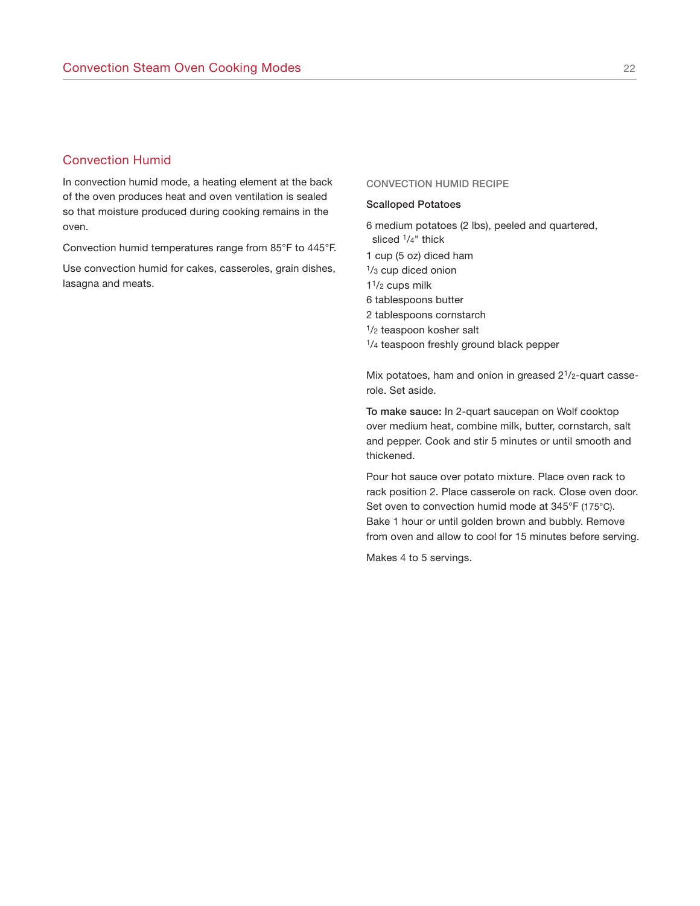## Convection Humid

In convection humid mode, a heating element at the back of the oven produces heat and oven ventilation is sealed so that moisture produced during cooking remains in the oven.

Convection humid temperatures range from 85°F to 445°F.

Use convection humid for cakes, casseroles, grain dishes, lasagna and meats.

CONVECTION HUMID RECIPE

**Scalloped Potatoes**

6 medium potatoes (2 lbs), peeled and quartered, sliced 1/4" thick
1 cup (5 oz) diced ham
1/3 cup diced onion
1 1/2 cups milk
6 tablespoons butter
2 tablespoons cornstarch
1/2 teaspoon kosher salt
1/4 teaspoon freshly ground black pepper

Mix potatoes, ham and onion in greased 2 1/2-quart casserole. Set aside.

**To make sauce:** In 2-quart saucepan on Wolf cooktop over medium heat, combine milk, butter, cornstarch, salt and pepper. Cook and stir 5 minutes or until smooth and thickened.

Pour hot sauce over potato mixture. Place oven rack to rack position 2. Place casserole on rack. Close oven door. Set oven to convection humid mode at 345°F (175°C). Bake 1 hour or until golden brown and bubbly. Remove from oven and allow to cool for 15 minutes before serving.

Makes 4 to 5 servings.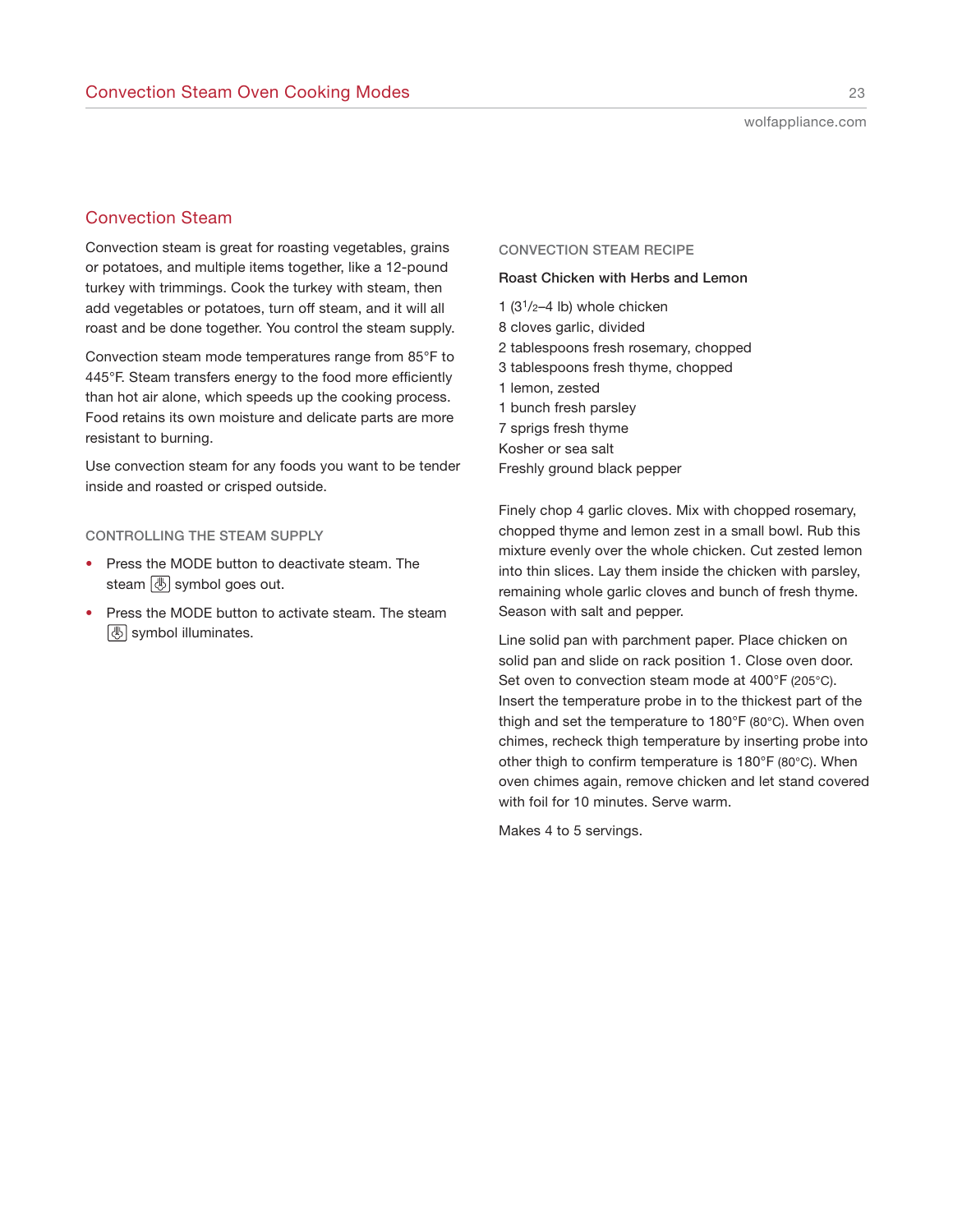## Convection Steam

Convection steam is great for roasting vegetables, grains or potatoes, and multiple items together, like a 12-pound turkey with trimmings. Cook the turkey with steam, then add vegetables or potatoes, turn off steam, and it will all roast and be done together. You control the steam supply.

Convection steam mode temperatures range from 85°F to 445°F. Steam transfers energy to the food more efficiently than hot air alone, which speeds up the cooking process. Food retains its own moisture and delicate parts are more resistant to burning.

Use convection steam for any foods you want to be tender inside and roasted or crisped outside.

### CONTROLLING THE STEAM SUPPLY

- Press the MODE button to deactivate steam. The steam symbol goes out.
- Press the MODE button to activate steam. The steam symbol illuminates.

### CONVECTION STEAM RECIPE

**Roast Chicken with Herbs and Lemon**

1 (3½–4 lb) whole chicken
8 cloves garlic, divided
2 tablespoons fresh rosemary, chopped
3 tablespoons fresh thyme, chopped
1 lemon, zested
1 bunch fresh parsley
7 sprigs fresh thyme
Kosher or sea salt
Freshly ground black pepper

Finely chop 4 garlic cloves. Mix with chopped rosemary, chopped thyme and lemon zest in a small bowl. Rub this mixture evenly over the whole chicken. Cut zested lemon into thin slices. Lay them inside the chicken with parsley, remaining whole garlic cloves and bunch of fresh thyme. Season with salt and pepper.

Line solid pan with parchment paper. Place chicken on solid pan and slide on rack position 1. Close oven door. Set oven to convection steam mode at 400°F (205°C). Insert the temperature probe in to the thickest part of the thigh and set the temperature to 180°F (80°C). When oven chimes, recheck thigh temperature by inserting probe into other thigh to confirm temperature is 180°F (80°C). When oven chimes again, remove chicken and let stand covered with foil for 10 minutes. Serve warm.

Makes 4 to 5 servings.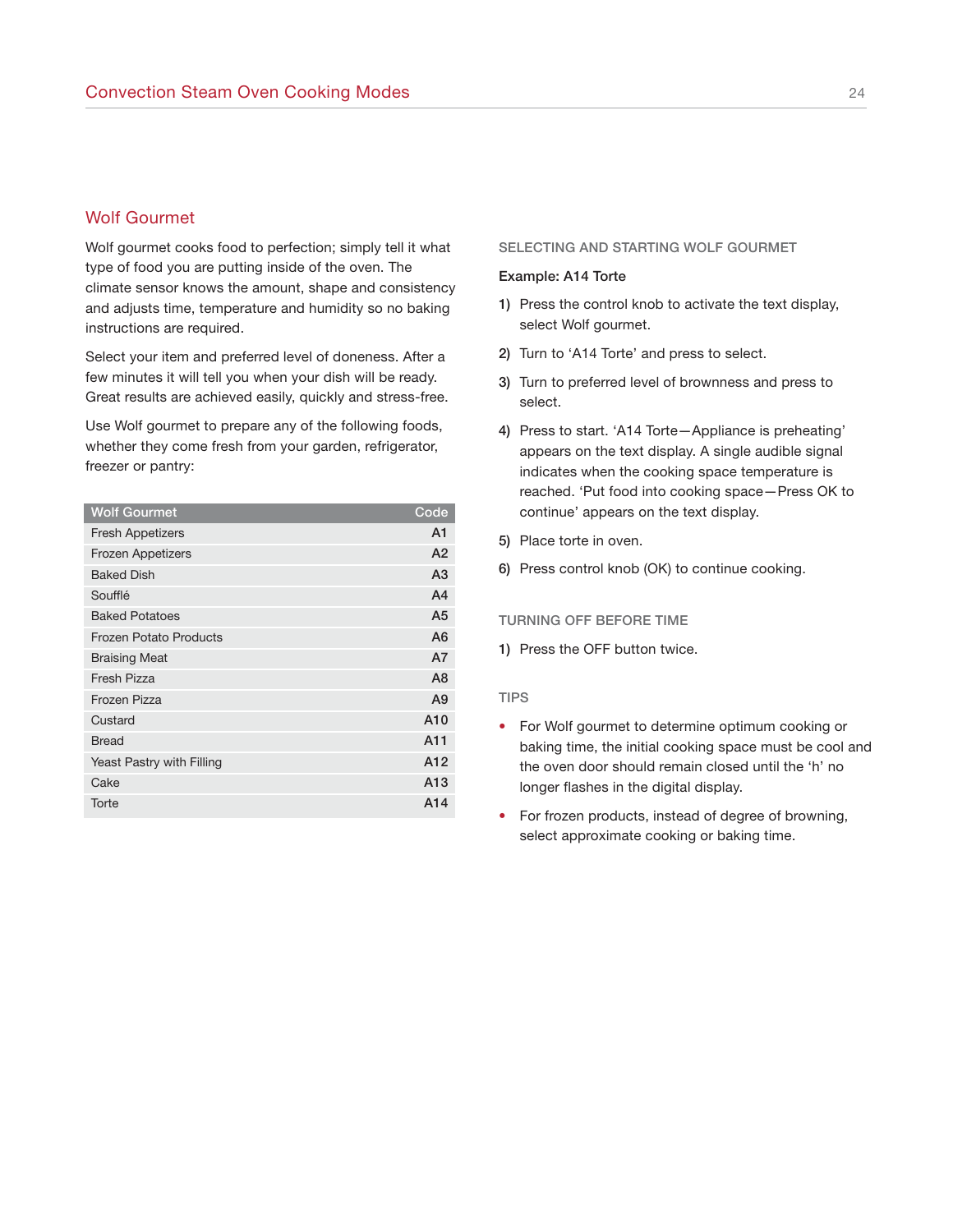## Wolf Gourmet

Wolf gourmet cooks food to perfection; simply tell it what type of food you are putting inside of the oven. The climate sensor knows the amount, shape and consistency and adjusts time, temperature and humidity so no baking instructions are required.

Select your item and preferred level of doneness. After a few minutes it will tell you when your dish will be ready. Great results are achieved easily, quickly and stress-free.

Use Wolf gourmet to prepare any of the following foods, whether they come fresh from your garden, refrigerator, freezer or pantry:

| Wolf Gourmet | Code |
|---|---|
| Fresh Appetizers | A1 |
| Frozen Appetizers | A2 |
| Baked Dish | A3 |
| Soufflé | A4 |
| Baked Potatoes | A5 |
| Frozen Potato Products | A6 |
| Braising Meat | A7 |
| Fresh Pizza | A8 |
| Frozen Pizza | A9 |
| Custard | A10 |
| Bread | A11 |
| Yeast Pastry with Filling | A12 |
| Cake | A13 |
| Torte | A14 |

### SELECTING AND STARTING WOLF GOURMET

**Example: A14 Torte**

1) Press the control knob to activate the text display, select Wolf gourmet.
2) Turn to 'A14 Torte' and press to select.
3) Turn to preferred level of brownness and press to select.
4) Press to start. 'A14 Torte—Appliance is preheating' appears on the text display. A single audible signal indicates when the cooking space temperature is reached. 'Put food into cooking space—Press OK to continue' appears on the text display.
5) Place torte in oven.
6) Press control knob (OK) to continue cooking.

### TURNING OFF BEFORE TIME

1) Press the OFF button twice.

### TIPS

- For Wolf gourmet to determine optimum cooking or baking time, the initial cooking space must be cool and the oven door should remain closed until the 'h' no longer flashes in the digital display.
- For frozen products, instead of degree of browning, select approximate cooking or baking time.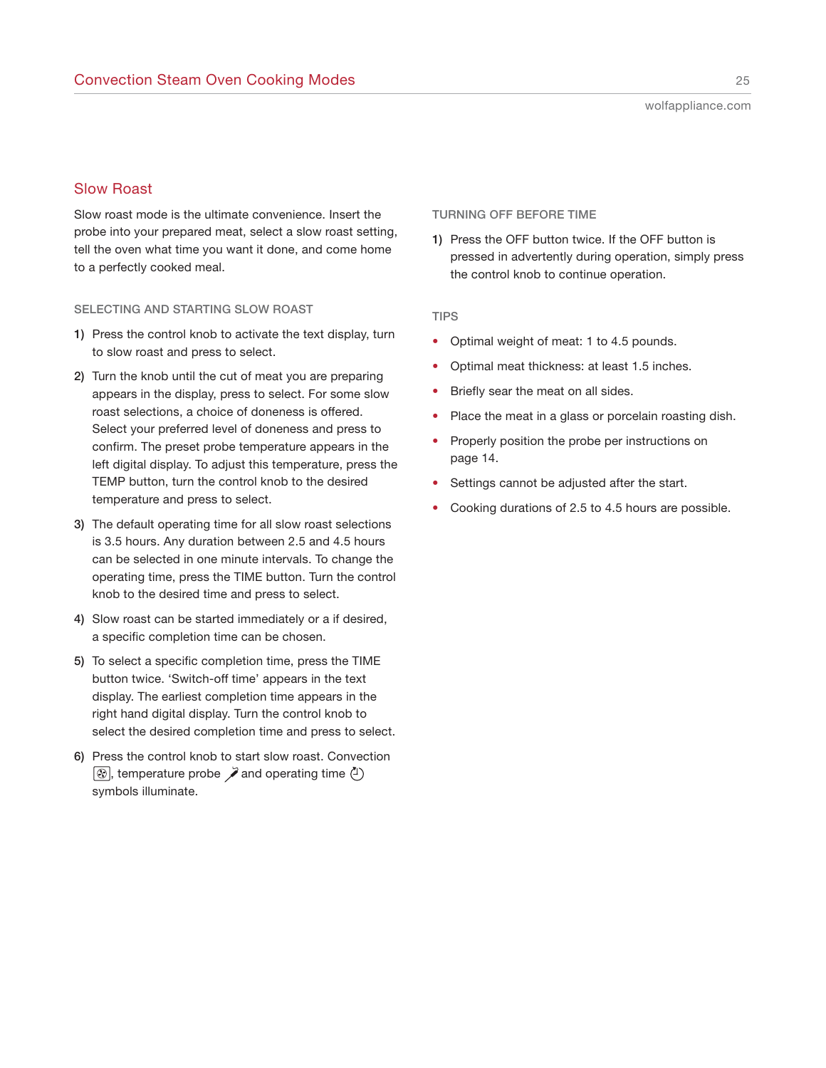## Slow Roast

Slow roast mode is the ultimate convenience. Insert the probe into your prepared meat, select a slow roast setting, tell the oven what time you want it done, and come home to a perfectly cooked meal.

### SELECTING AND STARTING SLOW ROAST

1) Press the control knob to activate the text display, turn to slow roast and press to select.
2) Turn the knob until the cut of meat you are preparing appears in the display, press to select. For some slow roast selections, a choice of doneness is offered. Select your preferred level of doneness and press to confirm. The preset probe temperature appears in the left digital display. To adjust this temperature, press the TEMP button, turn the control knob to the desired temperature and press to select.
3) The default operating time for all slow roast selections is 3.5 hours. Any duration between 2.5 and 4.5 hours can be selected in one minute intervals. To change the operating time, press the TIME button. Turn the control knob to the desired time and press to select.
4) Slow roast can be started immediately or a if desired, a specific completion time can be chosen.
5) To select a specific completion time, press the TIME button twice. 'Switch-off time' appears in the text display. The earliest completion time appears in the right hand digital display. Turn the control knob to select the desired completion time and press to select.
6) Press the control knob to start slow roast. Convection, temperature probe and operating time symbols illuminate.

### TURNING OFF BEFORE TIME

1) Press the OFF button twice. If the OFF button is pressed in advertently during operation, simply press the control knob to continue operation.

### TIPS

- Optimal weight of meat: 1 to 4.5 pounds.
- Optimal meat thickness: at least 1.5 inches.
- Briefly sear the meat on all sides.
- Place the meat in a glass or porcelain roasting dish.
- Properly position the probe per instructions on page 14.
- Settings cannot be adjusted after the start.
- Cooking durations of 2.5 to 4.5 hours are possible.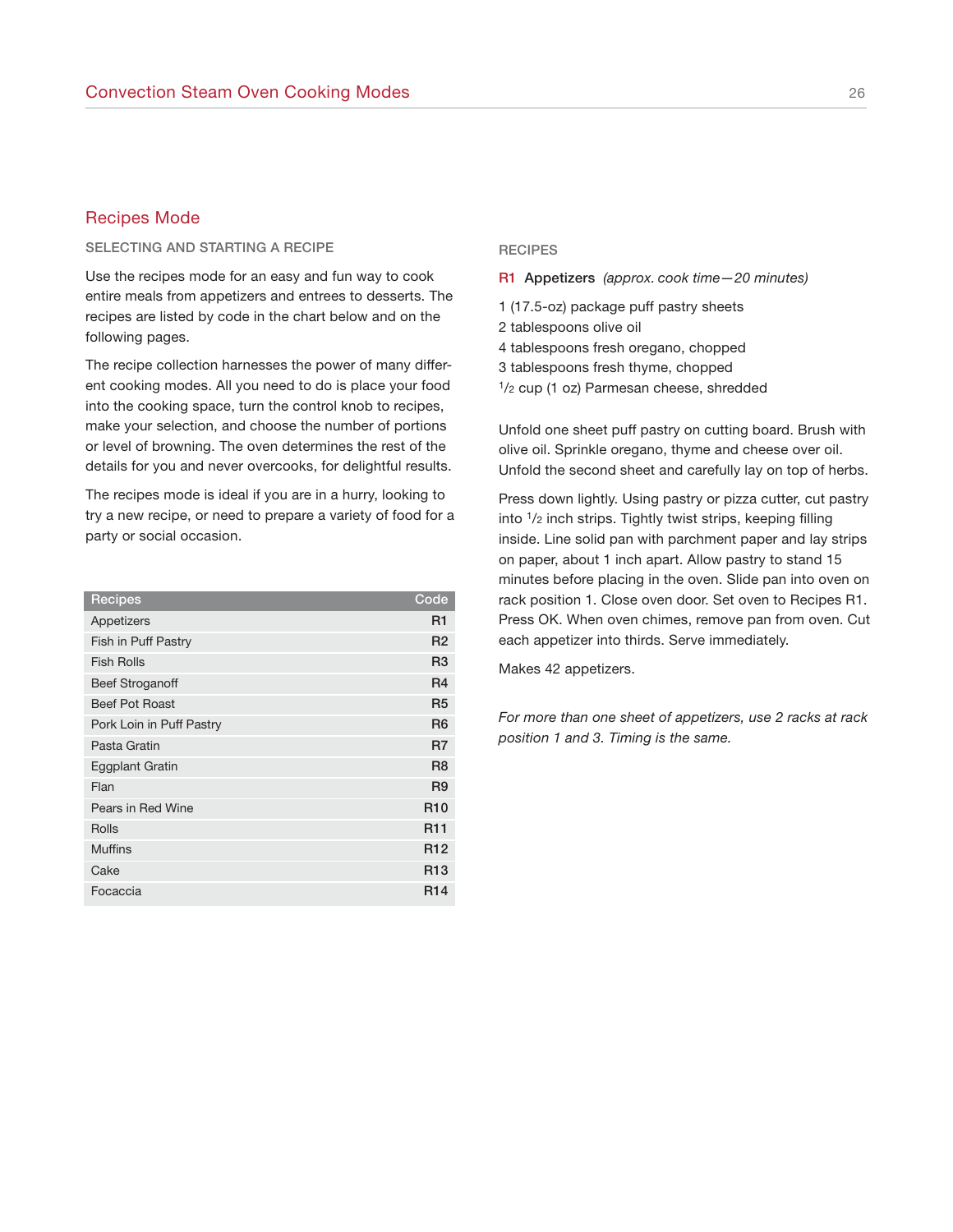## Recipes Mode

### SELECTING AND STARTING A RECIPE

Use the recipes mode for an easy and fun way to cook entire meals from appetizers and entrees to desserts. The recipes are listed by code in the chart below and on the following pages.

The recipe collection harnesses the power of many different cooking modes. All you need to do is place your food into the cooking space, turn the control knob to recipes, make your selection, and choose the number of portions or level of browning. The oven determines the rest of the details for you and never overcooks, for delightful results.

The recipes mode is ideal if you are in a hurry, looking to try a new recipe, or need to prepare a variety of food for a party or social occasion.

| Recipes | Code |
|---|---|
| Appetizers | R1 |
| Fish in Puff Pastry | R2 |
| Fish Rolls | R3 |
| Beef Stroganoff | R4 |
| Beef Pot Roast | R5 |
| Pork Loin in Puff Pastry | R6 |
| Pasta Gratin | R7 |
| Eggplant Gratin | R8 |
| Flan | R9 |
| Pears in Red Wine | R10 |
| Rolls | R11 |
| Muffins | R12 |
| Cake | R13 |
| Focaccia | R14 |

### RECIPES

**R1 Appetizers** *(approx. cook time—20 minutes)*

1 (17.5-oz) package puff pastry sheets
2 tablespoons olive oil
4 tablespoons fresh oregano, chopped
3 tablespoons fresh thyme, chopped
1/2 cup (1 oz) Parmesan cheese, shredded

Unfold one sheet puff pastry on cutting board. Brush with olive oil. Sprinkle oregano, thyme and cheese over oil. Unfold the second sheet and carefully lay on top of herbs.

Press down lightly. Using pastry or pizza cutter, cut pastry into 1/2 inch strips. Tightly twist strips, keeping filling inside. Line solid pan with parchment paper and lay strips on paper, about 1 inch apart. Allow pastry to stand 15 minutes before placing in the oven. Slide pan into oven on rack position 1. Close oven door. Set oven to Recipes R1. Press OK. When oven chimes, remove pan from oven. Cut each appetizer into thirds. Serve immediately.

Makes 42 appetizers.

*For more than one sheet of appetizers, use 2 racks at rack position 1 and 3. Timing is the same.*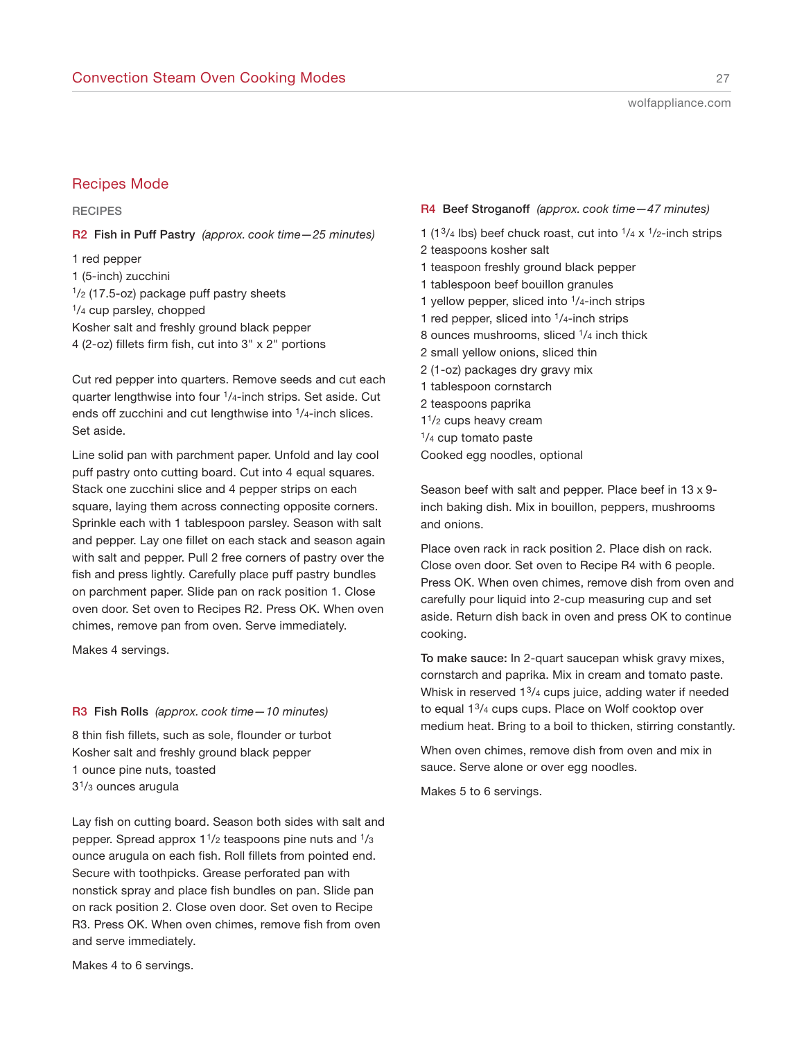## Recipes Mode

### RECIPES

**R2 Fish in Puff Pastry** *(approx. cook time—25 minutes)*

1 red pepper
1 (5-inch) zucchini
1/2 (17.5-oz) package puff pastry sheets
1/4 cup parsley, chopped
Kosher salt and freshly ground black pepper
4 (2-oz) fillets firm fish, cut into 3" x 2" portions

Cut red pepper into quarters. Remove seeds and cut each quarter lengthwise into four 1/4-inch strips. Set aside. Cut ends off zucchini and cut lengthwise into 1/4-inch slices. Set aside.

Line solid pan with parchment paper. Unfold and lay cool puff pastry onto cutting board. Cut into 4 equal squares. Stack one zucchini slice and 4 pepper strips on each square, laying them across connecting opposite corners. Sprinkle each with 1 tablespoon parsley. Season with salt and pepper. Lay one fillet on each stack and season again with salt and pepper. Pull 2 free corners of pastry over the fish and press lightly. Carefully place puff pastry bundles on parchment paper. Slide pan on rack position 1. Close oven door. Set oven to Recipes R2. Press OK. When oven chimes, remove pan from oven. Serve immediately.

Makes 4 servings.

**R3 Fish Rolls** *(approx. cook time—10 minutes)*

8 thin fish fillets, such as sole, flounder or turbot
Kosher salt and freshly ground black pepper
1 ounce pine nuts, toasted
3 1/3 ounces arugula

Lay fish on cutting board. Season both sides with salt and pepper. Spread approx 1 1/2 teaspoons pine nuts and 1/3 ounce arugula on each fish. Roll fillets from pointed end. Secure with toothpicks. Grease perforated pan with nonstick spray and place fish bundles on pan. Slide pan on rack position 2. Close oven door. Set oven to Recipe R3. Press OK. When oven chimes, remove fish from oven and serve immediately.

Makes 4 to 6 servings.

**R4 Beef Stroganoff** *(approx. cook time—47 minutes)*

1 (1 3/4 lbs) beef chuck roast, cut into 1/4 x 1/2-inch strips
2 teaspoons kosher salt
1 teaspoon freshly ground black pepper
1 tablespoon beef bouillon granules
1 yellow pepper, sliced into 1/4-inch strips
1 red pepper, sliced into 1/4-inch strips
8 ounces mushrooms, sliced 1/4 inch thick
2 small yellow onions, sliced thin
2 (1-oz) packages dry gravy mix
1 tablespoon cornstarch
2 teaspoons paprika
1 1/2 cups heavy cream
1/4 cup tomato paste
Cooked egg noodles, optional

Season beef with salt and pepper. Place beef in 13 x 9-inch baking dish. Mix in bouillon, peppers, mushrooms and onions.

Place oven rack in rack position 2. Place dish on rack. Close oven door. Set oven to Recipe R4 with 6 people. Press OK. When oven chimes, remove dish from oven and carefully pour liquid into 2-cup measuring cup and set aside. Return dish back in oven and press OK to continue cooking.

**To make sauce:** In 2-quart saucepan whisk gravy mixes, cornstarch and paprika. Mix in cream and tomato paste. Whisk in reserved 1 3/4 cups juice, adding water if needed to equal 1 3/4 cups cups. Place on Wolf cooktop over medium heat. Bring to a boil to thicken, stirring constantly.

When oven chimes, remove dish from oven and mix in sauce. Serve alone or over egg noodles.

Makes 5 to 6 servings.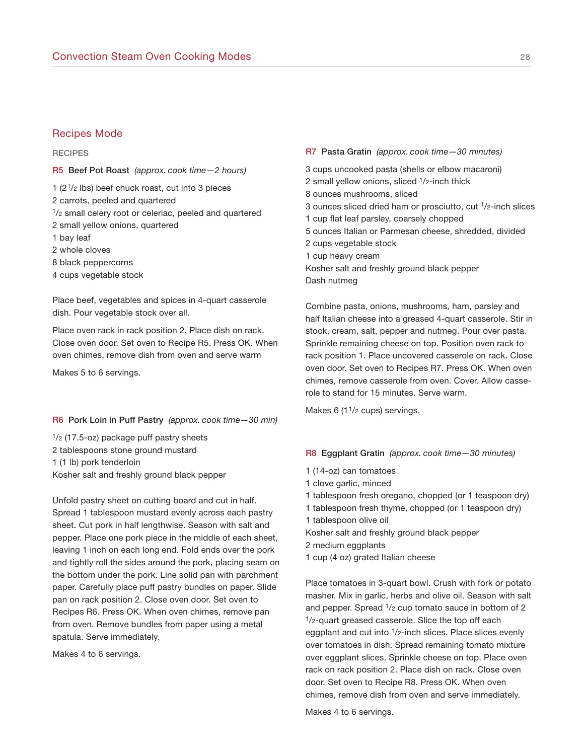## Recipes Mode

### RECIPES

**R5 Beef Pot Roast** *(approx. cook time—2 hours)*

1 (2 1/2 lbs) beef chuck roast, cut into 3 pieces
2 carrots, peeled and quartered
1/2 small celery root or celeriac, peeled and quartered
2 small yellow onions, quartered
1 bay leaf
2 whole cloves
8 black peppercorns
4 cups vegetable stock

Place beef, vegetables and spices in 4-quart casserole dish. Pour vegetable stock over all.

Place oven rack in rack position 2. Place dish on rack. Close oven door. Set oven to Recipe R5. Press OK. When oven chimes, remove dish from oven and serve warm

Makes 5 to 6 servings.

**R6 Pork Loin in Puff Pastry** *(approx. cook time—30 min)*

1/2 (17.5-oz) package puff pastry sheets
2 tablespoons stone ground mustard
1 (1 lb) pork tenderloin
Kosher salt and freshly ground black pepper

Unfold pastry sheet on cutting board and cut in half. Spread 1 tablespoon mustard evenly across each pastry sheet. Cut pork in half lengthwise. Season with salt and pepper. Place one pork piece in the middle of each sheet, leaving 1 inch on each long end. Fold ends over the pork and tightly roll the sides around the pork, placing seam on the bottom under the pork. Line solid pan with parchment paper. Carefully place puff pastry bundles on paper. Slide pan on rack position 2. Close oven door. Set oven to Recipes R6. Press OK. When oven chimes, remove pan from oven. Remove bundles from paper using a metal spatula. Serve immediately.

Makes 4 to 6 servings.

**R7 Pasta Gratin** *(approx. cook time—30 minutes)*

3 cups uncooked pasta (shells or elbow macaroni)
2 small yellow onions, sliced 1/2-inch thick
8 ounces mushrooms, sliced
3 ounces sliced dried ham or prosciutto, cut 1/2-inch slices
1 cup flat leaf parsley, coarsely chopped
5 ounces Italian or Parmesan cheese, shredded, divided
2 cups vegetable stock
1 cup heavy cream
Kosher salt and freshly ground black pepper
Dash nutmeg

Combine pasta, onions, mushrooms, ham, parsley and half Italian cheese into a greased 4-quart casserole. Stir in stock, cream, salt, pepper and nutmeg. Pour over pasta. Sprinkle remaining cheese on top. Position oven rack to rack position 1. Place uncovered casserole on rack. Close oven door. Set oven to Recipes R7. Press OK. When oven chimes, remove casserole from oven. Cover. Allow casserole to stand for 15 minutes. Serve warm.

Makes 6 (1 1/2 cups) servings.

**R8 Eggplant Gratin** *(approx. cook time—30 minutes)*

1 (14-oz) can tomatoes
1 clove garlic, minced
1 tablespoon fresh oregano, chopped (or 1 teaspoon dry)
1 tablespoon fresh thyme, chopped (or 1 teaspoon dry)
1 tablespoon olive oil
Kosher salt and freshly ground black pepper
2 medium eggplants
1 cup (4 oz) grated Italian cheese

Place tomatoes in 3-quart bowl. Crush with fork or potato masher. Mix in garlic, herbs and olive oil. Season with salt and pepper. Spread 1/2 cup tomato sauce in bottom of 2 1/2-quart greased casserole. Slice the top off each eggplant and cut into 1/2-inch slices. Place slices evenly over tomatoes in dish. Spread remaining tomato mixture over eggplant slices. Sprinkle cheese on top. Place oven rack on rack position 2. Place dish on rack. Close oven door. Set oven to Recipe R8. Press OK. When oven chimes, remove dish from oven and serve immediately.

Makes 4 to 6 servings.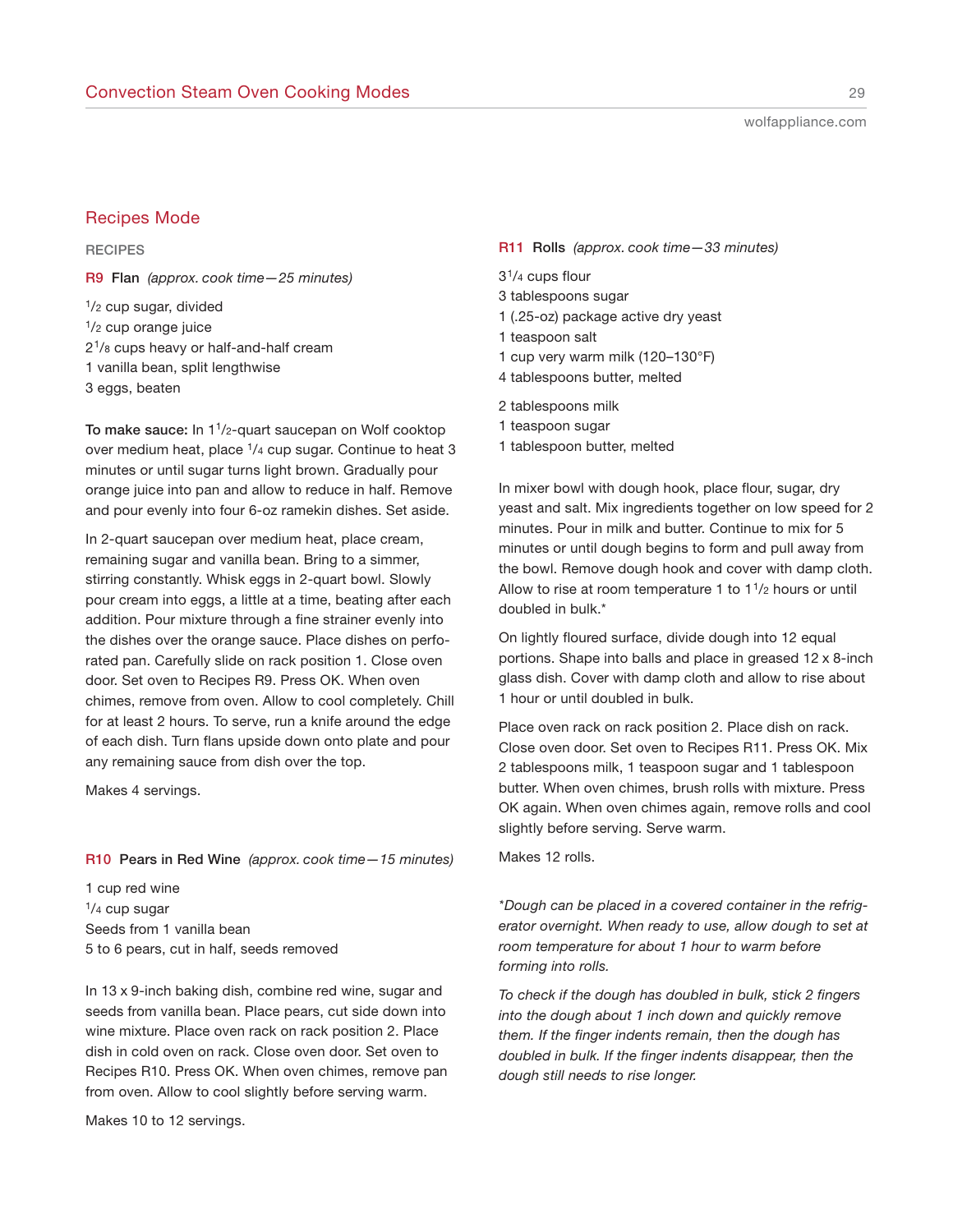## Recipes Mode

### RECIPES

**R9 Flan** *(approx. cook time—25 minutes)*

1/2 cup sugar, divided
1/2 cup orange juice
2 1/8 cups heavy or half-and-half cream
1 vanilla bean, split lengthwise
3 eggs, beaten

**To make sauce:** In 1 1/2-quart saucepan on Wolf cooktop over medium heat, place 1/4 cup sugar. Continue to heat 3 minutes or until sugar turns light brown. Gradually pour orange juice into pan and allow to reduce in half. Remove and pour evenly into four 6-oz ramekin dishes. Set aside.

In 2-quart saucepan over medium heat, place cream, remaining sugar and vanilla bean. Bring to a simmer, stirring constantly. Whisk eggs in 2-quart bowl. Slowly pour cream into eggs, a little at a time, beating after each addition. Pour mixture through a fine strainer evenly into the dishes over the orange sauce. Place dishes on perforated pan. Carefully slide on rack position 1. Close oven door. Set oven to Recipes R9. Press OK. When oven chimes, remove from oven. Allow to cool completely. Chill for at least 2 hours. To serve, run a knife around the edge of each dish. Turn flans upside down onto plate and pour any remaining sauce from dish over the top.

Makes 4 servings.

**R10 Pears in Red Wine** *(approx. cook time—15 minutes)*

1 cup red wine
1/4 cup sugar
Seeds from 1 vanilla bean
5 to 6 pears, cut in half, seeds removed

In 13 x 9-inch baking dish, combine red wine, sugar and seeds from vanilla bean. Place pears, cut side down into wine mixture. Place oven rack on rack position 2. Place dish in cold oven on rack. Close oven door. Set oven to Recipes R10. Press OK. When oven chimes, remove pan from oven. Allow to cool slightly before serving warm.

Makes 10 to 12 servings.

**R11 Rolls** *(approx. cook time—33 minutes)*

3 1/4 cups flour
3 tablespoons sugar
1 (.25-oz) package active dry yeast
1 teaspoon salt
1 cup very warm milk (120–130°F)
4 tablespoons butter, melted

2 tablespoons milk
1 teaspoon sugar
1 tablespoon butter, melted

In mixer bowl with dough hook, place flour, sugar, dry yeast and salt. Mix ingredients together on low speed for 2 minutes. Pour in milk and butter. Continue to mix for 5 minutes or until dough begins to form and pull away from the bowl. Remove dough hook and cover with damp cloth. Allow to rise at room temperature 1 to 1 1/2 hours or until doubled in bulk.*

On lightly floured surface, divide dough into 12 equal portions. Shape into balls and place in greased 12 x 8-inch glass dish. Cover with damp cloth and allow to rise about 1 hour or until doubled in bulk.

Place oven rack on rack position 2. Place dish on rack. Close oven door. Set oven to Recipes R11. Press OK. Mix 2 tablespoons milk, 1 teaspoon sugar and 1 tablespoon butter. When oven chimes, brush rolls with mixture. Press OK again. When oven chimes again, remove rolls and cool slightly before serving. Serve warm.

Makes 12 rolls.

*\*Dough can be placed in a covered container in the refrigerator overnight. When ready to use, allow dough to set at room temperature for about 1 hour to warm before forming into rolls.*

*To check if the dough has doubled in bulk, stick 2 fingers into the dough about 1 inch down and quickly remove them. If the finger indents remain, then the dough has doubled in bulk. If the finger indents disappear, then the dough still needs to rise longer.*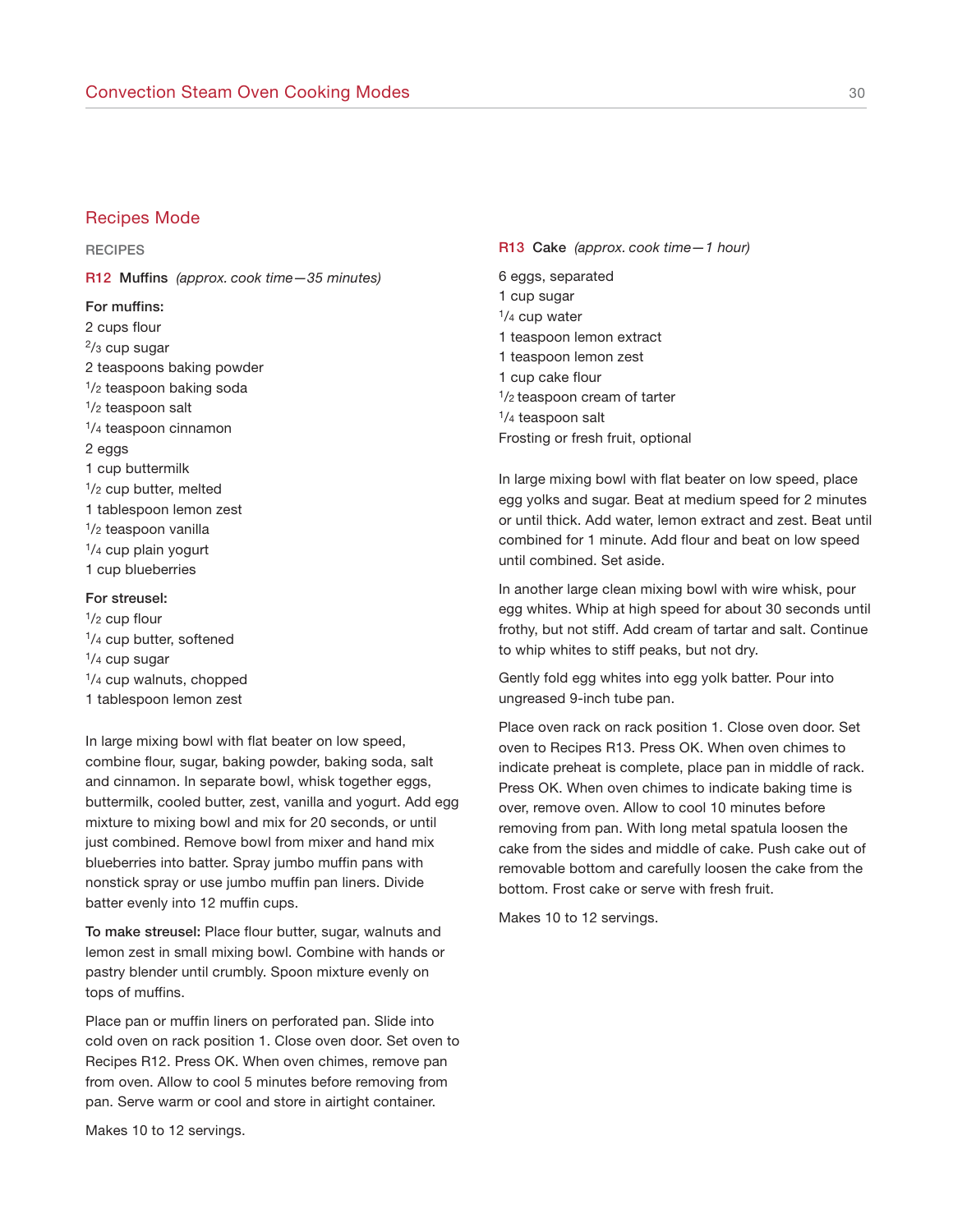## Recipes Mode

### RECIPES

**R12 Muffins** *(approx. cook time—35 minutes)*

**For muffins:**
2 cups flour
2/3 cup sugar
2 teaspoons baking powder
1/2 teaspoon baking soda
1/2 teaspoon salt
1/4 teaspoon cinnamon
2 eggs
1 cup buttermilk
1/2 cup butter, melted
1 tablespoon lemon zest
1/2 teaspoon vanilla
1/4 cup plain yogurt
1 cup blueberries

**For streusel:**
1/2 cup flour
1/4 cup butter, softened
1/4 cup sugar
1/4 cup walnuts, chopped
1 tablespoon lemon zest

In large mixing bowl with flat beater on low speed, combine flour, sugar, baking powder, baking soda, salt and cinnamon. In separate bowl, whisk together eggs, buttermilk, cooled butter, zest, vanilla and yogurt. Add egg mixture to mixing bowl and mix for 20 seconds, or until just combined. Remove bowl from mixer and hand mix blueberries into batter. Spray jumbo muffin pans with nonstick spray or use jumbo muffin pan liners. Divide batter evenly into 12 muffin cups.

**To make streusel:** Place flour butter, sugar, walnuts and lemon zest in small mixing bowl. Combine with hands or pastry blender until crumbly. Spoon mixture evenly on tops of muffins.

Place pan or muffin liners on perforated pan. Slide into cold oven on rack position 1. Close oven door. Set oven to Recipes R12. Press OK. When oven chimes, remove pan from oven. Allow to cool 5 minutes before removing from pan. Serve warm or cool and store in airtight container.

Makes 10 to 12 servings.

**R13 Cake** *(approx. cook time—1 hour)*

6 eggs, separated
1 cup sugar
1/4 cup water
1 teaspoon lemon extract
1 teaspoon lemon zest
1 cup cake flour
1/2 teaspoon cream of tarter
1/4 teaspoon salt
Frosting or fresh fruit, optional

In large mixing bowl with flat beater on low speed, place egg yolks and sugar. Beat at medium speed for 2 minutes or until thick. Add water, lemon extract and zest. Beat until combined for 1 minute. Add flour and beat on low speed until combined. Set aside.

In another large clean mixing bowl with wire whisk, pour egg whites. Whip at high speed for about 30 seconds until frothy, but not stiff. Add cream of tartar and salt. Continue to whip whites to stiff peaks, but not dry.

Gently fold egg whites into egg yolk batter. Pour into ungreased 9-inch tube pan.

Place oven rack on rack position 1. Close oven door. Set oven to Recipes R13. Press OK. When oven chimes to indicate preheat is complete, place pan in middle of rack. Press OK. When oven chimes to indicate baking time is over, remove oven. Allow to cool 10 minutes before removing from pan. With long metal spatula loosen the cake from the sides and middle of cake. Push cake out of removable bottom and carefully loosen the cake from the bottom. Frost cake or serve with fresh fruit.

Makes 10 to 12 servings.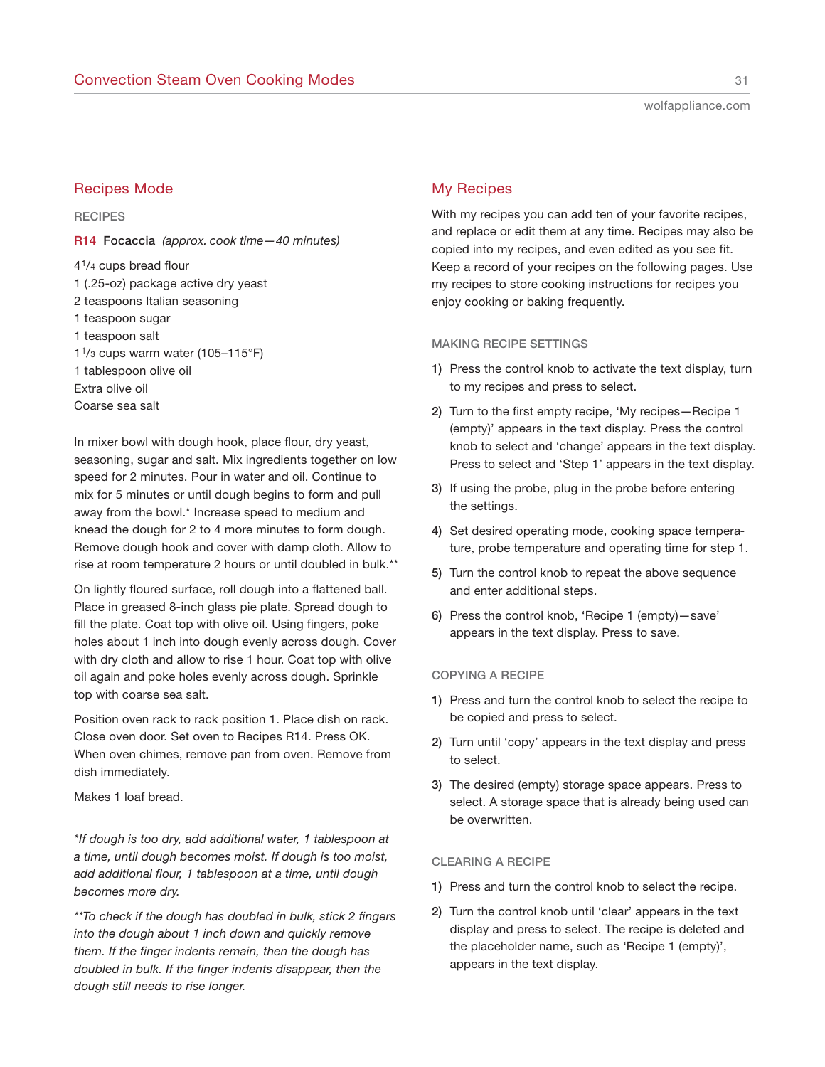## Recipes Mode

### RECIPES

**R14 Focaccia** *(approx. cook time—40 minutes)*

$4^1/_4$ cups bread flour
1 (.25-oz) package active dry yeast
2 teaspoons Italian seasoning
1 teaspoon sugar
1 teaspoon salt
$1^1/_3$ cups warm water (105–115°F)
1 tablespoon olive oil
Extra olive oil
Coarse sea salt

In mixer bowl with dough hook, place flour, dry yeast, seasoning, sugar and salt. Mix ingredients together on low speed for 2 minutes. Pour in water and oil. Continue to mix for 5 minutes or until dough begins to form and pull away from the bowl.* Increase speed to medium and knead the dough for 2 to 4 more minutes to form dough. Remove dough hook and cover with damp cloth. Allow to rise at room temperature 2 hours or until doubled in bulk.**

On lightly floured surface, roll dough into a flattened ball. Place in greased 8-inch glass pie plate. Spread dough to fill the plate. Coat top with olive oil. Using fingers, poke holes about 1 inch into dough evenly across dough. Cover with dry cloth and allow to rise 1 hour. Coat top with olive oil again and poke holes evenly across dough. Sprinkle top with coarse sea salt.

Position oven rack to rack position 1. Place dish on rack. Close oven door. Set oven to Recipes R14. Press OK. When oven chimes, remove pan from oven. Remove from dish immediately.

Makes 1 loaf bread.

*\*If dough is too dry, add additional water, 1 tablespoon at a time, until dough becomes moist. If dough is too moist, add additional flour, 1 tablespoon at a time, until dough becomes more dry.*

*\*\*To check if the dough has doubled in bulk, stick 2 fingers into the dough about 1 inch down and quickly remove them. If the finger indents remain, then the dough has doubled in bulk. If the finger indents disappear, then the dough still needs to rise longer.*

## My Recipes

With my recipes you can add ten of your favorite recipes, and replace or edit them at any time. Recipes may also be copied into my recipes, and even edited as you see fit. Keep a record of your recipes on the following pages. Use my recipes to store cooking instructions for recipes you enjoy cooking or baking frequently.

### MAKING RECIPE SETTINGS

1) Press the control knob to activate the text display, turn to my recipes and press to select.
2) Turn to the first empty recipe, 'My recipes—Recipe 1 (empty)' appears in the text display. Press the control knob to select and 'change' appears in the text display. Press to select and 'Step 1' appears in the text display.
3) If using the probe, plug in the probe before entering the settings.
4) Set desired operating mode, cooking space temperature, probe temperature and operating time for step 1.
5) Turn the control knob to repeat the above sequence and enter additional steps.
6) Press the control knob, 'Recipe 1 (empty)—save' appears in the text display. Press to save.

### COPYING A RECIPE

1) Press and turn the control knob to select the recipe to be copied and press to select.
2) Turn until 'copy' appears in the text display and press to select.
3) The desired (empty) storage space appears. Press to select. A storage space that is already being used can be overwritten.

### CLEARING A RECIPE

1) Press and turn the control knob to select the recipe.
2) Turn the control knob until 'clear' appears in the text display and press to select. The recipe is deleted and the placeholder name, such as 'Recipe 1 (empty)', appears in the text display.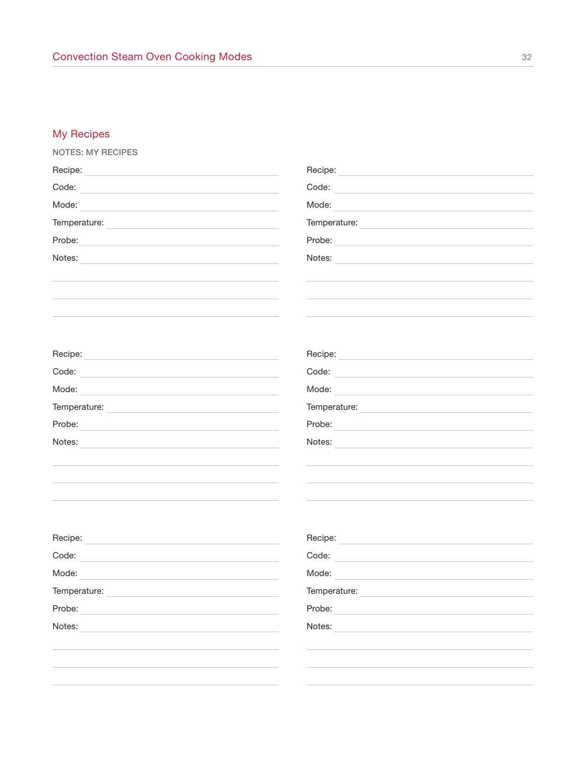## My Recipes

NOTES: MY RECIPES

Recipe:

Code:

Mode:

Temperature:

Probe:

Notes:

Recipe:

Code:

Mode:

Temperature:

Probe:

Notes:

Recipe:

Code:

Mode:

Temperature:

Probe:

Notes:

Recipe:

Code:

Mode:

Temperature:

Probe:

Notes:

Recipe:

Code:

Mode:

Temperature:

Probe:

Notes:

Recipe:

Code:

Mode:

Temperature:

Probe:

Notes: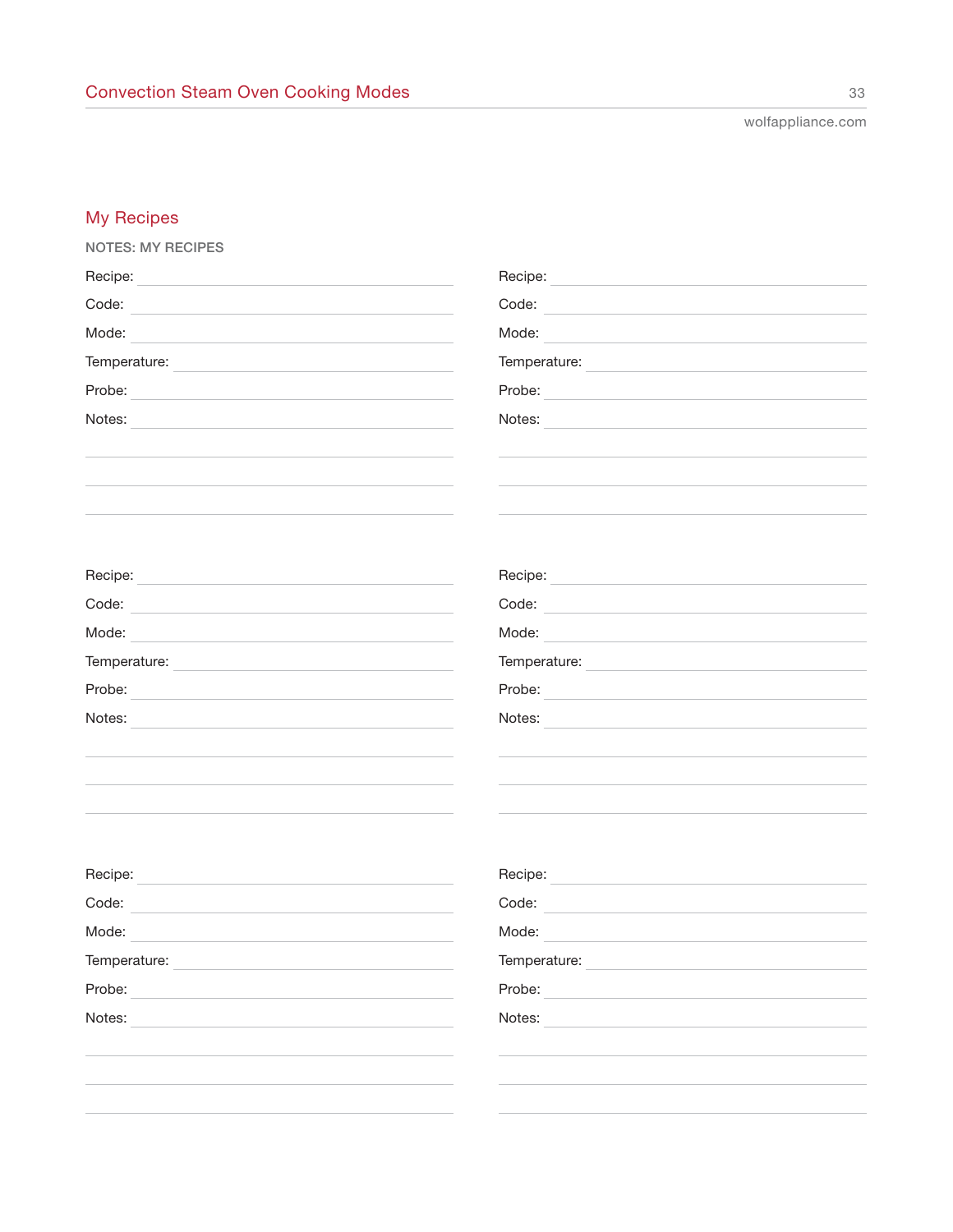## My Recipes

NOTES: MY RECIPES

Recipe:
Code:
Mode:
Temperature:
Probe:
Notes:

Recipe:
Code:
Mode:
Temperature:
Probe:
Notes:

Recipe:
Code:
Mode:
Temperature:
Probe:
Notes:

Recipe:
Code:
Mode:
Temperature:
Probe:
Notes:

Recipe:
Code:
Mode:
Temperature:
Probe:
Notes:

Recipe:
Code:
Mode:
Temperature:
Probe:
Notes: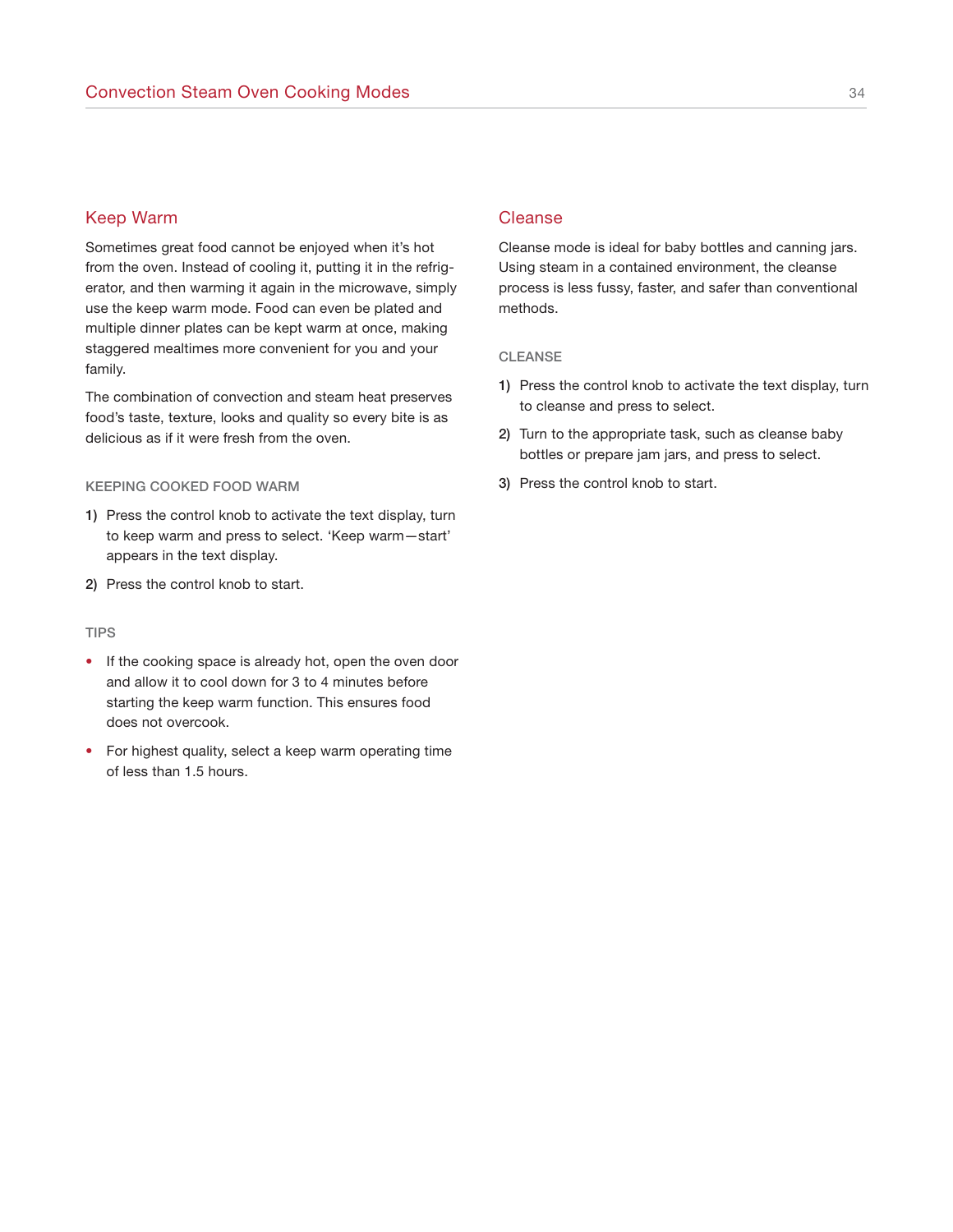## Keep Warm

Sometimes great food cannot be enjoyed when it's hot from the oven. Instead of cooling it, putting it in the refrigerator, and then warming it again in the microwave, simply use the keep warm mode. Food can even be plated and multiple dinner plates can be kept warm at once, making staggered mealtimes more convenient for you and your family.

The combination of convection and steam heat preserves food's taste, texture, looks and quality so every bite is as delicious as if it were fresh from the oven.

### KEEPING COOKED FOOD WARM

1) Press the control knob to activate the text display, turn to keep warm and press to select. 'Keep warm—start' appears in the text display.
2) Press the control knob to start.

### TIPS

- If the cooking space is already hot, open the oven door and allow it to cool down for 3 to 4 minutes before starting the keep warm function. This ensures food does not overcook.
- For highest quality, select a keep warm operating time of less than 1.5 hours.

## Cleanse

Cleanse mode is ideal for baby bottles and canning jars. Using steam in a contained environment, the cleanse process is less fussy, faster, and safer than conventional methods.

### CLEANSE

1) Press the control knob to activate the text display, turn to cleanse and press to select.
2) Turn to the appropriate task, such as cleanse baby bottles or prepare jam jars, and press to select.
3) Press the control knob to start.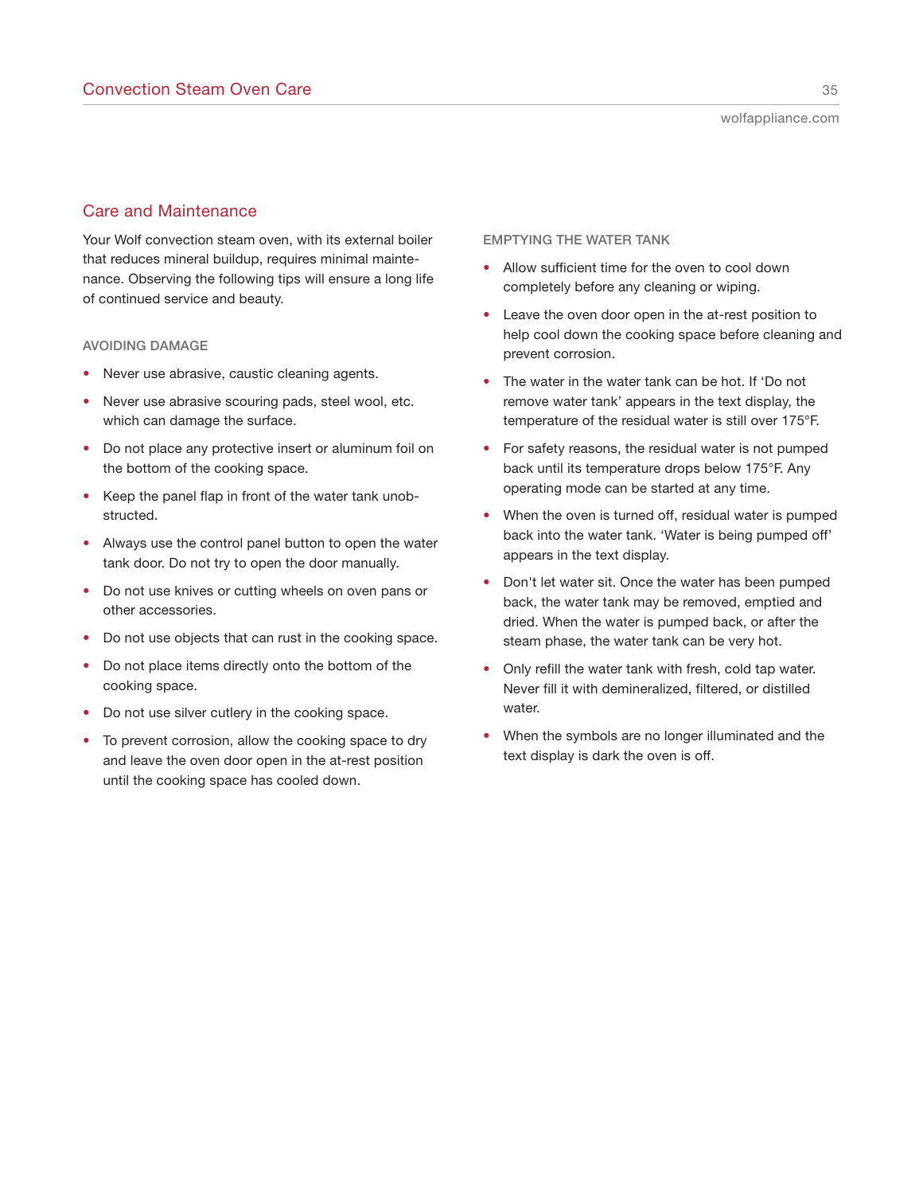## Care and Maintenance

Your Wolf convection steam oven, with its external boiler that reduces mineral buildup, requires minimal maintenance. Observing the following tips will ensure a long life of continued service and beauty.

### AVOIDING DAMAGE

- Never use abrasive, caustic cleaning agents.
- Never use abrasive scouring pads, steel wool, etc. which can damage the surface.
- Do not place any protective insert or aluminum foil on the bottom of the cooking space.
- Keep the panel flap in front of the water tank unobstructed.
- Always use the control panel button to open the water tank door. Do not try to open the door manually.
- Do not use knives or cutting wheels on oven pans or other accessories.
- Do not use objects that can rust in the cooking space.
- Do not place items directly onto the bottom of the cooking space.
- Do not use silver cutlery in the cooking space.
- To prevent corrosion, allow the cooking space to dry and leave the oven door open in the at-rest position until the cooking space has cooled down.

### EMPTYING THE WATER TANK

- Allow sufficient time for the oven to cool down completely before any cleaning or wiping.
- Leave the oven door open in the at-rest position to help cool down the cooking space before cleaning and prevent corrosion.
- The water in the water tank can be hot. If 'Do not remove water tank' appears in the text display, the temperature of the residual water is still over 175°F.
- For safety reasons, the residual water is not pumped back until its temperature drops below 175°F. Any operating mode can be started at any time.
- When the oven is turned off, residual water is pumped back into the water tank. 'Water is being pumped off' appears in the text display.
- Don't let water sit. Once the water has been pumped back, the water tank may be removed, emptied and dried. When the water is pumped back, or after the steam phase, the water tank can be very hot.
- Only refill the water tank with fresh, cold tap water. Never fill it with demineralized, filtered, or distilled water.
- When the symbols are no longer illuminated and the text display is dark the oven is off.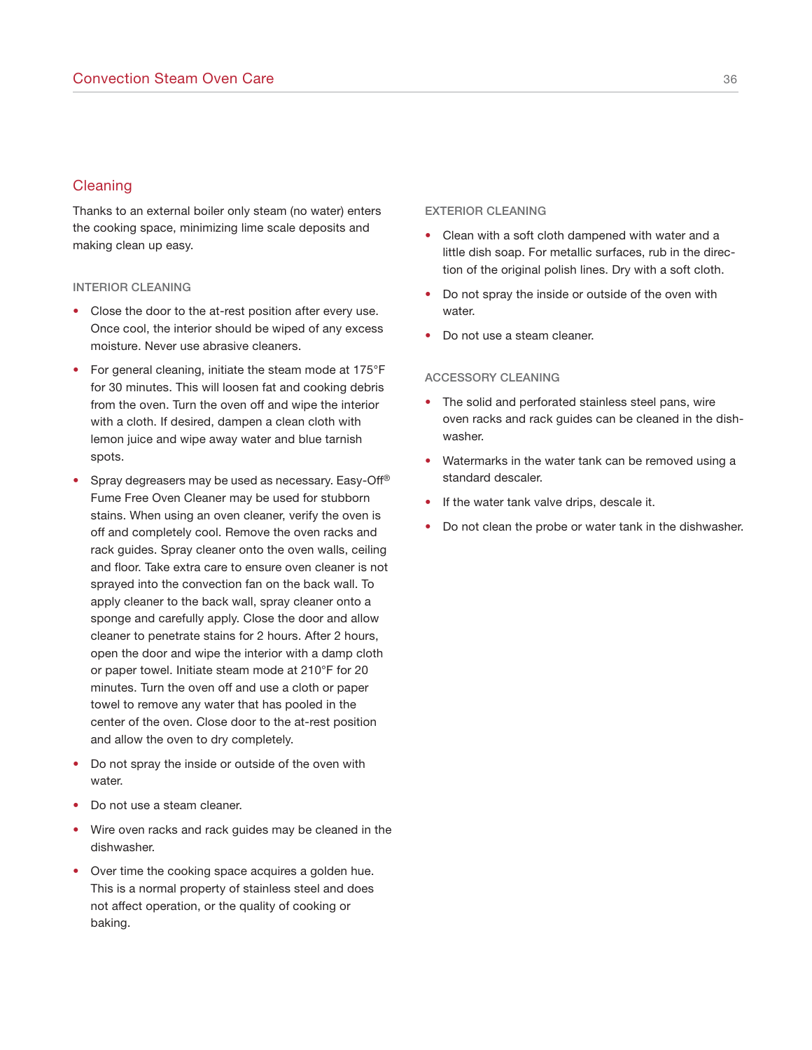## Cleaning

Thanks to an external boiler only steam (no water) enters the cooking space, minimizing lime scale deposits and making clean up easy.

### INTERIOR CLEANING

- Close the door to the at-rest position after every use. Once cool, the interior should be wiped of any excess moisture. Never use abrasive cleaners.
- For general cleaning, initiate the steam mode at 175°F for 30 minutes. This will loosen fat and cooking debris from the oven. Turn the oven off and wipe the interior with a cloth. If desired, dampen a clean cloth with lemon juice and wipe away water and blue tarnish spots.
- Spray degreasers may be used as necessary. Easy-Off® Fume Free Oven Cleaner may be used for stubborn stains. When using an oven cleaner, verify the oven is off and completely cool. Remove the oven racks and rack guides. Spray cleaner onto the oven walls, ceiling and floor. Take extra care to ensure oven cleaner is not sprayed into the convection fan on the back wall. To apply cleaner to the back wall, spray cleaner onto a sponge and carefully apply. Close the door and allow cleaner to penetrate stains for 2 hours. After 2 hours, open the door and wipe the interior with a damp cloth or paper towel. Initiate steam mode at 210°F for 20 minutes. Turn the oven off and use a cloth or paper towel to remove any water that has pooled in the center of the oven. Close door to the at-rest position and allow the oven to dry completely.
- Do not spray the inside or outside of the oven with water.
- Do not use a steam cleaner.
- Wire oven racks and rack guides may be cleaned in the dishwasher.
- Over time the cooking space acquires a golden hue. This is a normal property of stainless steel and does not affect operation, or the quality of cooking or baking.

### EXTERIOR CLEANING

- Clean with a soft cloth dampened with water and a little dish soap. For metallic surfaces, rub in the direction of the original polish lines. Dry with a soft cloth.
- Do not spray the inside or outside of the oven with water.
- Do not use a steam cleaner.

### ACCESSORY CLEANING

- The solid and perforated stainless steel pans, wire oven racks and rack guides can be cleaned in the dishwasher.
- Watermarks in the water tank can be removed using a standard descaler.
- If the water tank valve drips, descale it.
- Do not clean the probe or water tank in the dishwasher.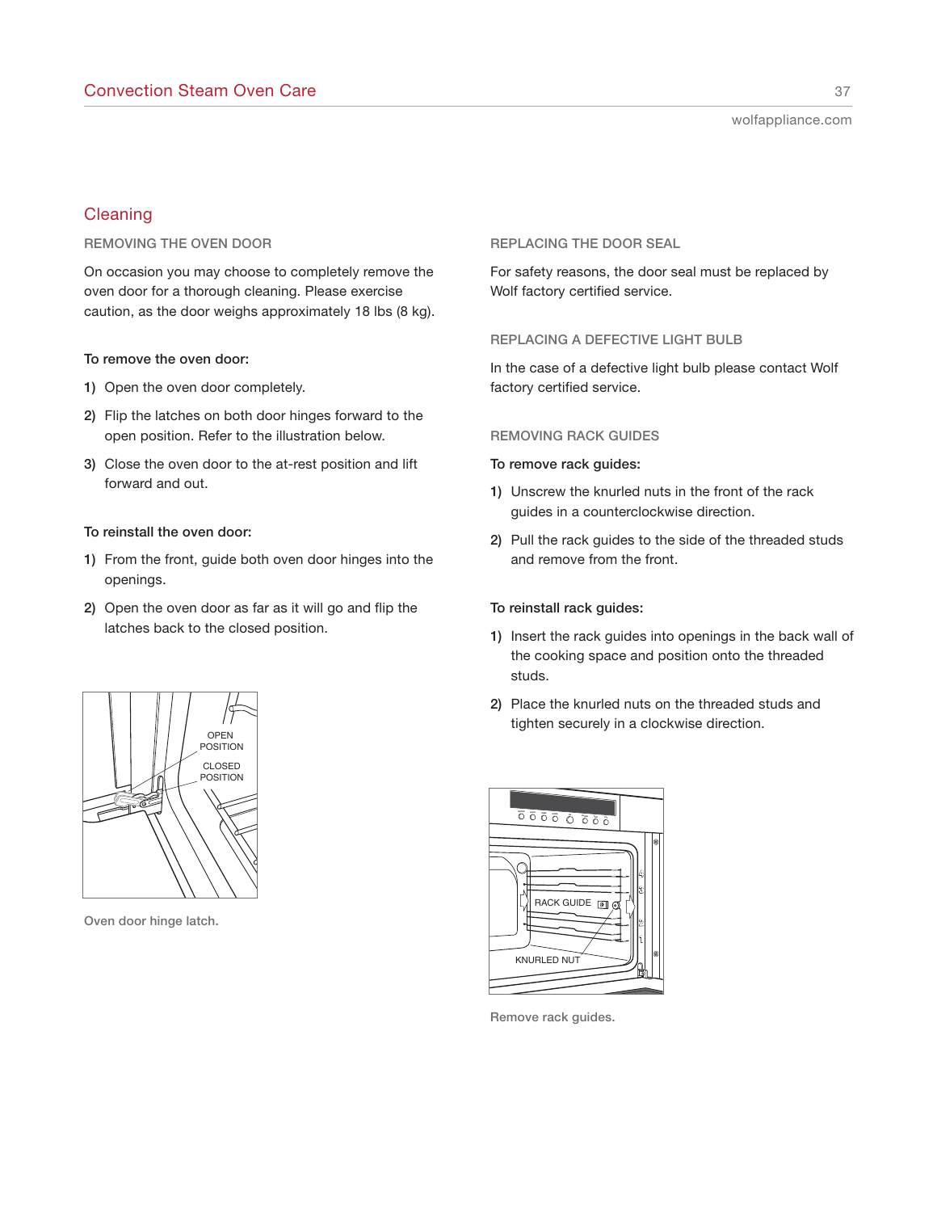## Cleaning

### REMOVING THE OVEN DOOR

On occasion you may choose to completely remove the oven door for a thorough cleaning. Please exercise caution, as the door weighs approximately 18 lbs (8 kg).

**To remove the oven door:**

1) Open the oven door completely.
2) Flip the latches on both door hinges forward to the open position. Refer to the illustration below.
3) Close the oven door to the at-rest position and lift forward and out.

**To reinstall the oven door:**

1) From the front, guide both oven door hinges into the openings.
2) Open the oven door as far as it will go and flip the latches back to the closed position.

OPEN POSITION

CLOSED POSITION

Oven door hinge latch.

### REPLACING THE DOOR SEAL

For safety reasons, the door seal must be replaced by Wolf factory certified service.

### REPLACING A DEFECTIVE LIGHT BULB

In the case of a defective light bulb please contact Wolf factory certified service.

### REMOVING RACK GUIDES

**To remove rack guides:**

1) Unscrew the knurled nuts in the front of the rack guides in a counterclockwise direction.
2) Pull the rack guides to the side of the threaded studs and remove from the front.

**To reinstall rack guides:**

1) Insert the rack guides into openings in the back wall of the cooking space and position onto the threaded studs.
2) Place the knurled nuts on the threaded studs and tighten securely in a clockwise direction.

RACK GUIDE

KNURLED NUT

Remove rack guides.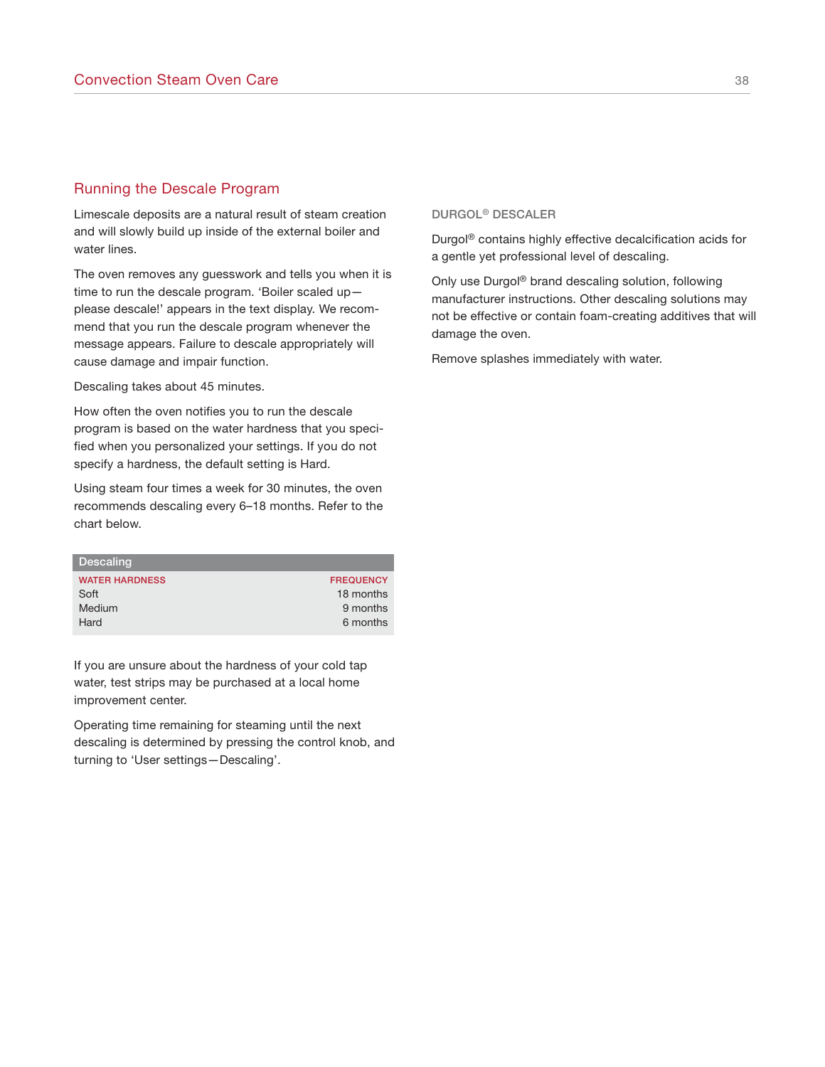## Running the Descale Program

Limescale deposits are a natural result of steam creation and will slowly build up inside of the external boiler and water lines.

The oven removes any guesswork and tells you when it is time to run the descale program. 'Boiler scaled up—please descale!' appears in the text display. We recommend that you run the descale program whenever the message appears. Failure to descale appropriately will cause damage and impair function.

Descaling takes about 45 minutes.

How often the oven notifies you to run the descale program is based on the water hardness that you specified when you personalized your settings. If you do not specify a hardness, the default setting is Hard.

Using steam four times a week for 30 minutes, the oven recommends descaling every 6–18 months. Refer to the chart below.

**Descaling**

| WATER HARDNESS | FREQUENCY |
|---|---|
| Soft | 18 months |
| Medium | 9 months |
| Hard | 6 months |

If you are unsure about the hardness of your cold tap water, test strips may be purchased at a local home improvement center.

Operating time remaining for steaming until the next descaling is determined by pressing the control knob, and turning to 'User settings—Descaling'.

### DURGOL® DESCALER

Durgol® contains highly effective decalcification acids for a gentle yet professional level of descaling.

Only use Durgol® brand descaling solution, following manufacturer instructions. Other descaling solutions may not be effective or contain foam-creating additives that will damage the oven.

Remove splashes immediately with water.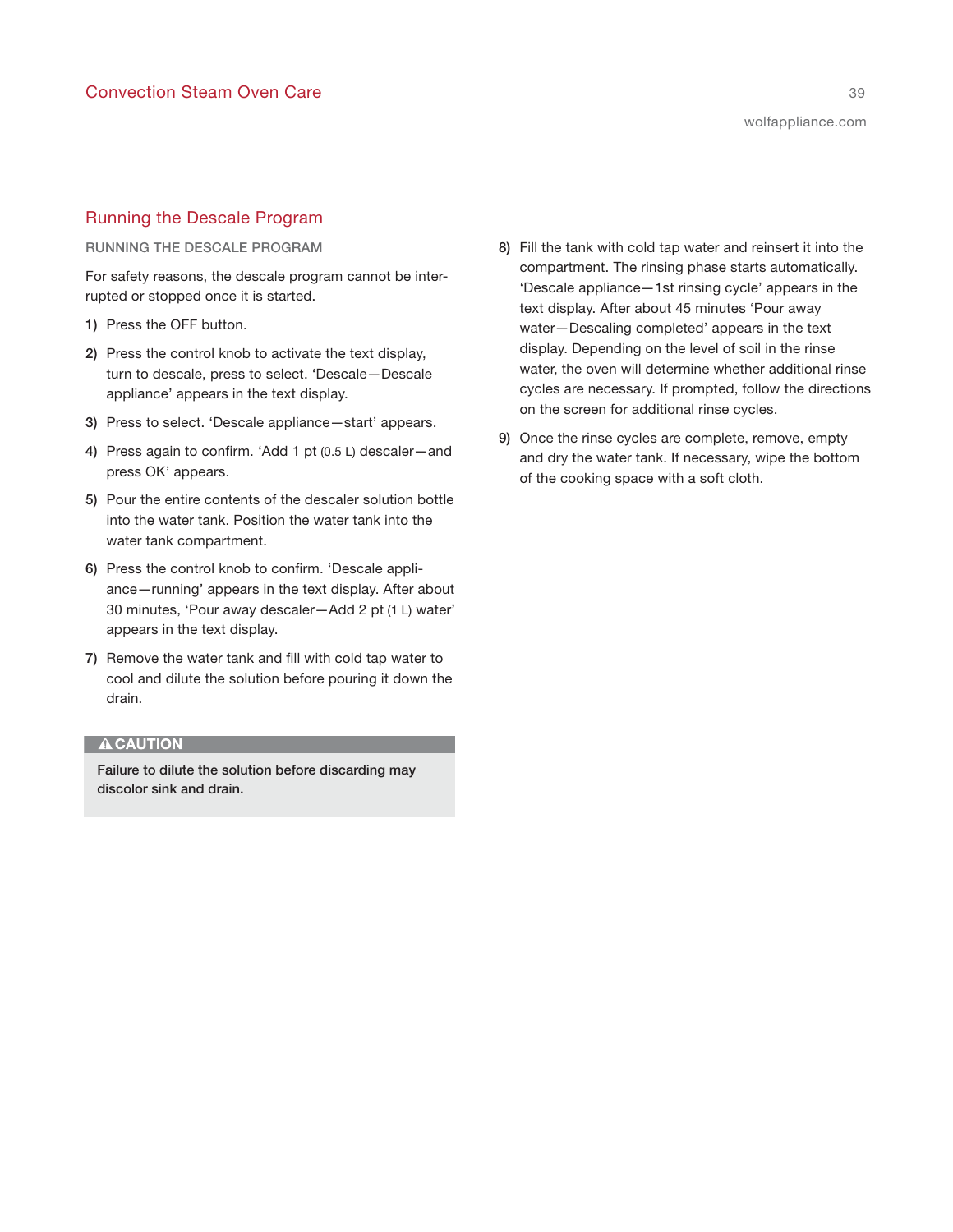## Running the Descale Program

RUNNING THE DESCALE PROGRAM

For safety reasons, the descale program cannot be interrupted or stopped once it is started.

1) Press the OFF button.
2) Press the control knob to activate the text display, turn to descale, press to select. 'Descale—Descale appliance' appears in the text display.
3) Press to select. 'Descale appliance—start' appears.
4) Press again to confirm. 'Add 1 pt (0.5 L) descaler—and press OK' appears.
5) Pour the entire contents of the descaler solution bottle into the water tank. Position the water tank into the water tank compartment.
6) Press the control knob to confirm. 'Descale appliance—running' appears in the text display. After about 30 minutes, 'Pour away descaler—Add 2 pt (1 L) water' appears in the text display.
7) Remove the water tank and fill with cold tap water to cool and dilute the solution before pouring it down the drain.

> **⚠ CAUTION**
>
> **Failure to dilute the solution before discarding may discolor sink and drain.**

8) Fill the tank with cold tap water and reinsert it into the compartment. The rinsing phase starts automatically. 'Descale appliance—1st rinsing cycle' appears in the text display. After about 45 minutes 'Pour away water—Descaling completed' appears in the text display. Depending on the level of soil in the rinse water, the oven will determine whether additional rinse cycles are necessary. If prompted, follow the directions on the screen for additional rinse cycles.
9) Once the rinse cycles are complete, remove, empty and dry the water tank. If necessary, wipe the bottom of the cooking space with a soft cloth.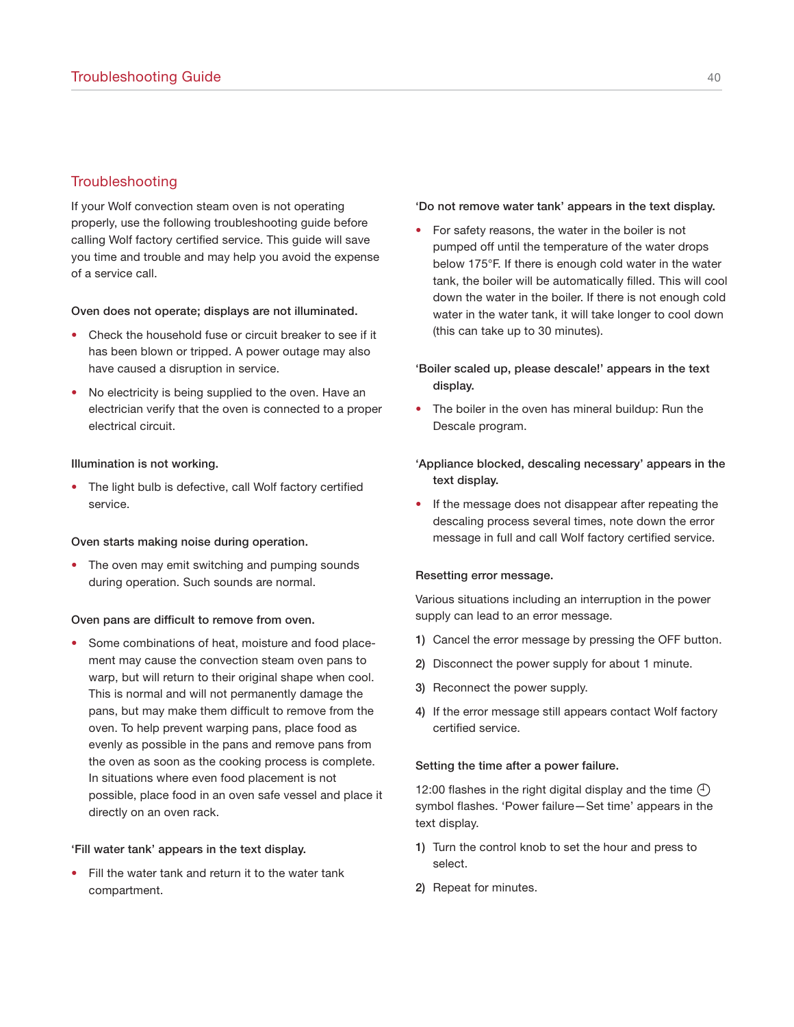## Troubleshooting

If your Wolf convection steam oven is not operating properly, use the following troubleshooting guide before calling Wolf factory certified service. This guide will save you time and trouble and may help you avoid the expense of a service call.

**Oven does not operate; displays are not illuminated.**

- Check the household fuse or circuit breaker to see if it has been blown or tripped. A power outage may also have caused a disruption in service.
- No electricity is being supplied to the oven. Have an electrician verify that the oven is connected to a proper electrical circuit.

**Illumination is not working.**

- The light bulb is defective, call Wolf factory certified service.

**Oven starts making noise during operation.**

- The oven may emit switching and pumping sounds during operation. Such sounds are normal.

**Oven pans are difficult to remove from oven.**

- Some combinations of heat, moisture and food placement may cause the convection steam oven pans to warp, but will return to their original shape when cool. This is normal and will not permanently damage the pans, but may make them difficult to remove from the oven. To help prevent warping pans, place food as evenly as possible in the pans and remove pans from the oven as soon as the cooking process is complete. In situations where even food placement is not possible, place food in an oven safe vessel and place it directly on an oven rack.

**'Fill water tank' appears in the text display.**

- Fill the water tank and return it to the water tank compartment.

**'Do not remove water tank' appears in the text display.**

- For safety reasons, the water in the boiler is not pumped off until the temperature of the water drops below 175°F. If there is enough cold water in the water tank, the boiler will be automatically filled. This will cool down the water in the boiler. If there is not enough cold water in the water tank, it will take longer to cool down (this can take up to 30 minutes).

**'Boiler scaled up, please descale!' appears in the text display.**

- The boiler in the oven has mineral buildup: Run the Descale program.

**'Appliance blocked, descaling necessary' appears in the text display.**

- If the message does not disappear after repeating the descaling process several times, note down the error message in full and call Wolf factory certified service.

**Resetting error message.**

Various situations including an interruption in the power supply can lead to an error message.

1) Cancel the error message by pressing the OFF button.
2) Disconnect the power supply for about 1 minute.
3) Reconnect the power supply.
4) If the error message still appears contact Wolf factory certified service.

**Setting the time after a power failure.**

12:00 flashes in the right digital display and the time symbol flashes. 'Power failure—Set time' appears in the text display.

1) Turn the control knob to set the hour and press to select.
2) Repeat for minutes.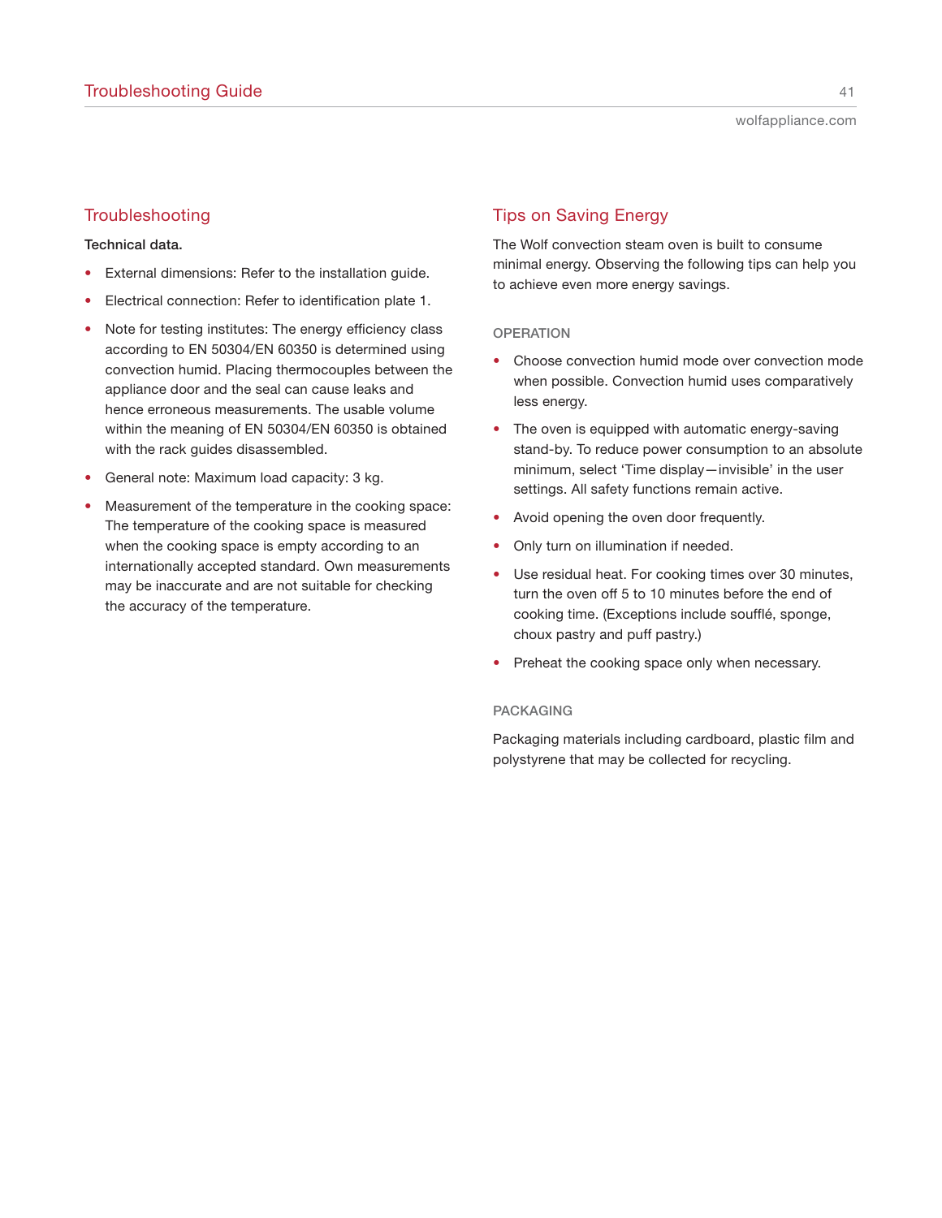## Troubleshooting

**Technical data.**

- External dimensions: Refer to the installation guide.
- Electrical connection: Refer to identification plate 1.
- Note for testing institutes: The energy efficiency class according to EN 50304/EN 60350 is determined using convection humid. Placing thermocouples between the appliance door and the seal can cause leaks and hence erroneous measurements. The usable volume within the meaning of EN 50304/EN 60350 is obtained with the rack guides disassembled.
- General note: Maximum load capacity: 3 kg.
- Measurement of the temperature in the cooking space: The temperature of the cooking space is measured when the cooking space is empty according to an internationally accepted standard. Own measurements may be inaccurate and are not suitable for checking the accuracy of the temperature.

## Tips on Saving Energy

The Wolf convection steam oven is built to consume minimal energy. Observing the following tips can help you to achieve even more energy savings.

### OPERATION

- Choose convection humid mode over convection mode when possible. Convection humid uses comparatively less energy.
- The oven is equipped with automatic energy-saving stand-by. To reduce power consumption to an absolute minimum, select 'Time display—invisible' in the user settings. All safety functions remain active.
- Avoid opening the oven door frequently.
- Only turn on illumination if needed.
- Use residual heat. For cooking times over 30 minutes, turn the oven off 5 to 10 minutes before the end of cooking time. (Exceptions include soufflé, sponge, choux pastry and puff pastry.)
- Preheat the cooking space only when necessary.

### PACKAGING

Packaging materials including cardboard, plastic film and polystyrene that may be collected for recycling.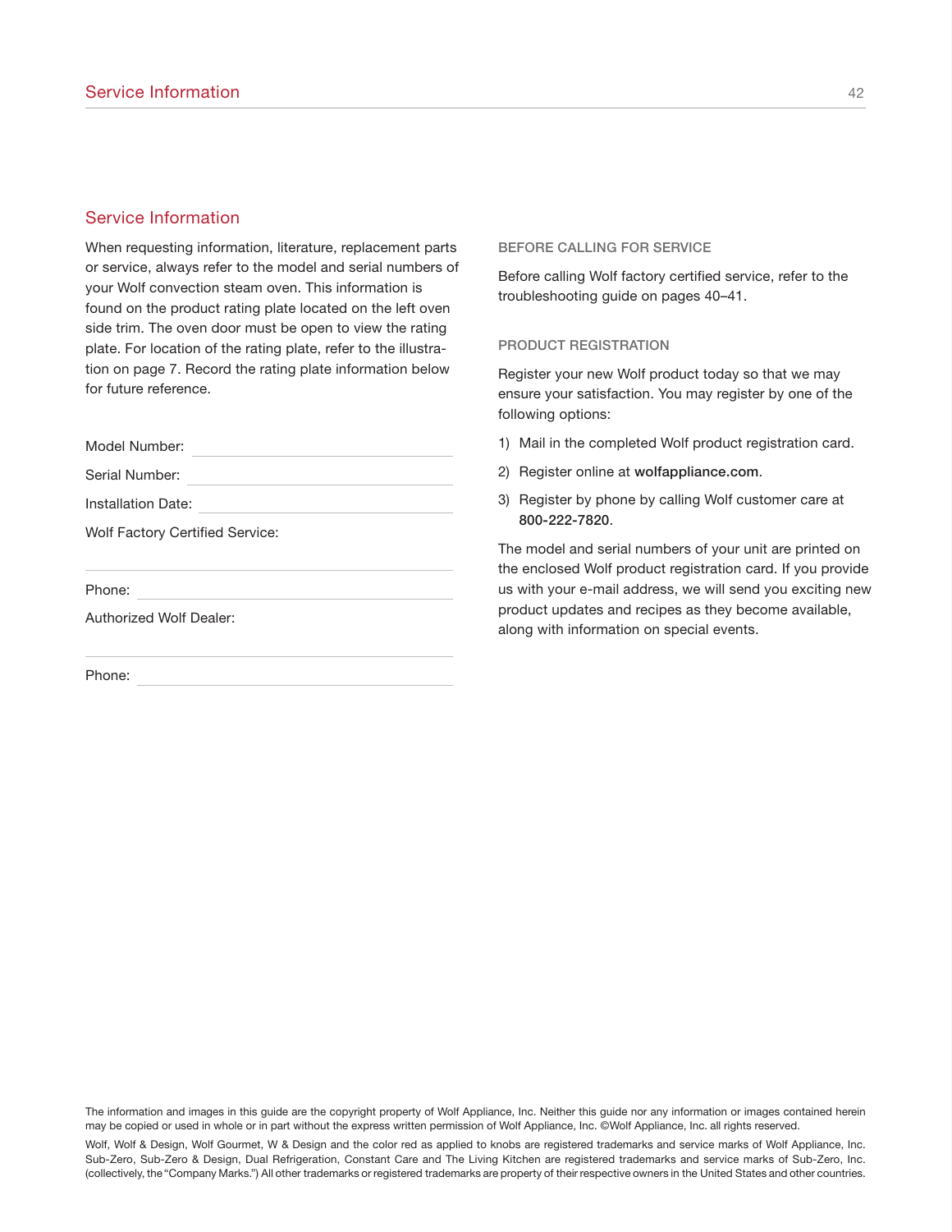## Service Information

When requesting information, literature, replacement parts or service, always refer to the model and serial numbers of your Wolf convection steam oven. This information is found on the product rating plate located on the left oven side trim. The oven door must be open to view the rating plate. For location of the rating plate, refer to the illustration on page 7. Record the rating plate information below for future reference.

Model Number: ______________________________

Serial Number: ______________________________

Installation Date: ______________________________

Wolf Factory Certified Service:

______________________________

Phone: ______________________________

Authorized Wolf Dealer:

______________________________

Phone: ______________________________

### BEFORE CALLING FOR SERVICE

Before calling Wolf factory certified service, refer to the troubleshooting guide on pages 40–41.

### PRODUCT REGISTRATION

Register your new Wolf product today so that we may ensure your satisfaction. You may register by one of the following options:

1) Mail in the completed Wolf product registration card.
2) Register online at **wolfappliance.com**.
3) Register by phone by calling Wolf customer care at **800-222-7820**.

The model and serial numbers of your unit are printed on the enclosed Wolf product registration card. If you provide us with your e-mail address, we will send you exciting new product updates and recipes as they become available, along with information on special events.

The information and images in this guide are the copyright property of Wolf Appliance, Inc. Neither this guide nor any information or images contained herein may be copied or used in whole or in part without the express written permission of Wolf Appliance, Inc. ©Wolf Appliance, Inc. all rights reserved.

Wolf, Wolf & Design, Wolf Gourmet, W & Design and the color red as applied to knobs are registered trademarks and service marks of Wolf Appliance, Inc. Sub-Zero, Sub-Zero & Design, Dual Refrigeration, Constant Care and The Living Kitchen are registered trademarks and service marks of Sub-Zero, Inc. (collectively, the "Company Marks.") All other trademarks or registered trademarks are property of their respective owners in the United States and other countries.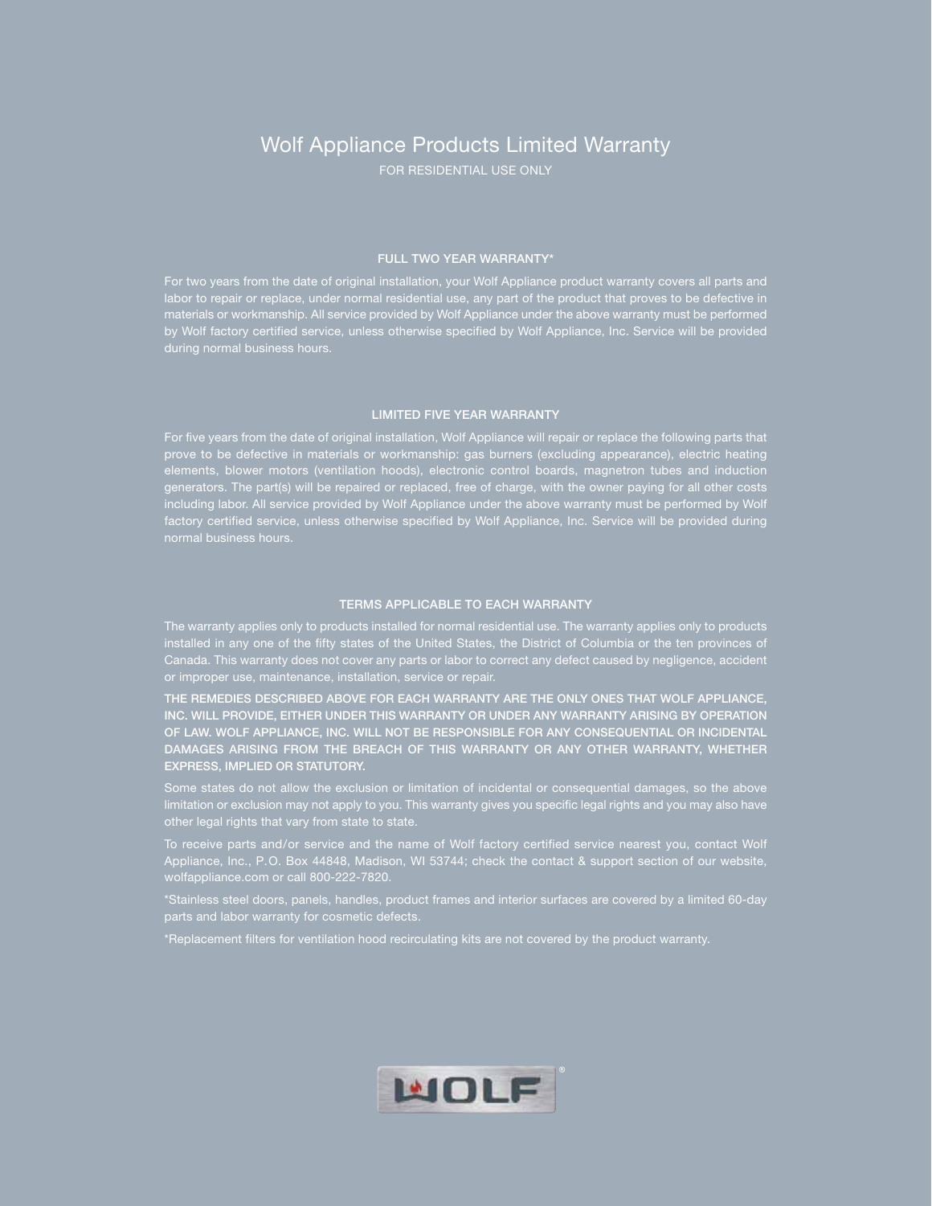# Wolf Appliance Products Limited Warranty

FOR RESIDENTIAL USE ONLY

### FULL TWO YEAR WARRANTY*

For two years from the date of original installation, your Wolf Appliance product warranty covers all parts and labor to repair or replace, under normal residential use, any part of the product that proves to be defective in materials or workmanship. All service provided by Wolf Appliance under the above warranty must be performed by Wolf factory certified service, unless otherwise specified by Wolf Appliance, Inc. Service will be provided during normal business hours.

### LIMITED FIVE YEAR WARRANTY

For five years from the date of original installation, Wolf Appliance will repair or replace the following parts that prove to be defective in materials or workmanship: gas burners (excluding appearance), electric heating elements, blower motors (ventilation hoods), electronic control boards, magnetron tubes and induction generators. The part(s) will be repaired or replaced, free of charge, with the owner paying for all other costs including labor. All service provided by Wolf Appliance under the above warranty must be performed by Wolf factory certified service, unless otherwise specified by Wolf Appliance, Inc. Service will be provided during normal business hours.

### TERMS APPLICABLE TO EACH WARRANTY

The warranty applies only to products installed for normal residential use. The warranty applies only to products installed in any one of the fifty states of the United States, the District of Columbia or the ten provinces of Canada. This warranty does not cover any parts or labor to correct any defect caused by negligence, accident or improper use, maintenance, installation, service or repair.

THE REMEDIES DESCRIBED ABOVE FOR EACH WARRANTY ARE THE ONLY ONES THAT WOLF APPLIANCE, INC. WILL PROVIDE, EITHER UNDER THIS WARRANTY OR UNDER ANY WARRANTY ARISING BY OPERATION OF LAW. WOLF APPLIANCE, INC. WILL NOT BE RESPONSIBLE FOR ANY CONSEQUENTIAL OR INCIDENTAL DAMAGES ARISING FROM THE BREACH OF THIS WARRANTY OR ANY OTHER WARRANTY, WHETHER EXPRESS, IMPLIED OR STATUTORY.

Some states do not allow the exclusion or limitation of incidental or consequential damages, so the above limitation or exclusion may not apply to you. This warranty gives you specific legal rights and you may also have other legal rights that vary from state to state.

To receive parts and/or service and the name of Wolf factory certified service nearest you, contact Wolf Appliance, Inc., P.O. Box 44848, Madison, WI 53744; check the contact & support section of our website, wolfappliance.com or call 800-222-7820.

*Stainless steel doors, panels, handles, product frames and interior surfaces are covered by a limited 60-day parts and labor warranty for cosmetic defects.

*Replacement filters for ventilation hood recirculating kits are not covered by the product warranty.

WOLF®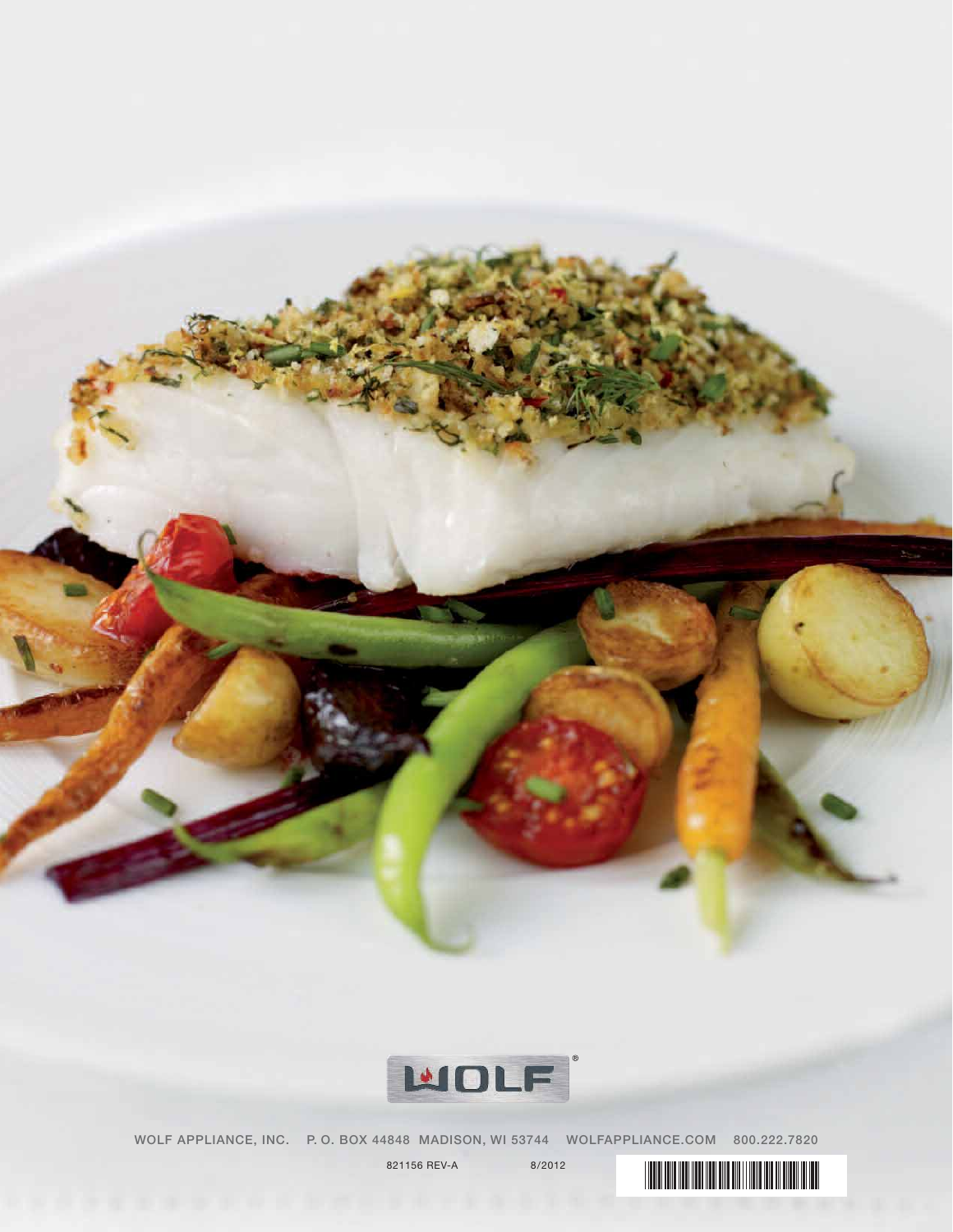WOLF

WOLF APPLIANCE, INC. P. O. BOX 44848 MADISON, WI 53744 WOLFAPPLIANCE.COM 800.222.7820

821156 REV-A 8/2012